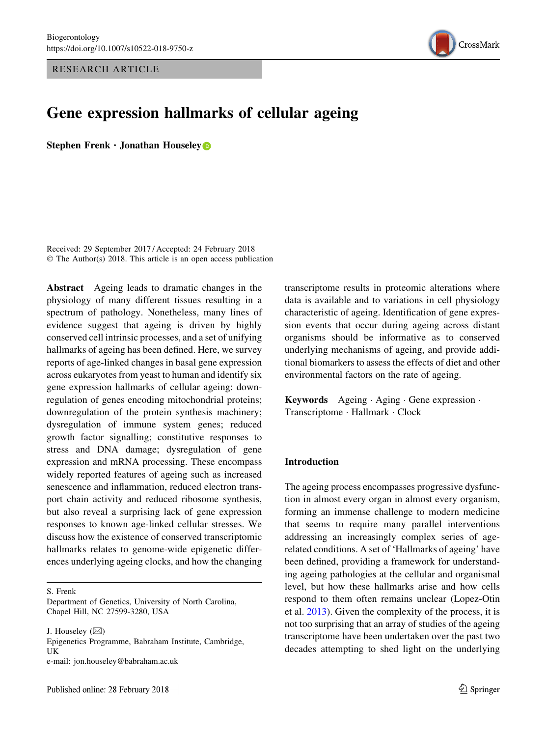RESEARCH ARTICLE

# Gene expression hallmarks of cellular ageing

**Stephen Frenk · Jonathan Houseley**

Received: 29 September 2017 / Accepted: 24 February 2018
© The Author(s) 2018. This article is an open access publication

**Abstract** Ageing leads to dramatic changes in the physiology of many different tissues resulting in a spectrum of pathology. Nonetheless, many lines of evidence suggest that ageing is driven by highly conserved cell intrinsic processes, and a set of unifying hallmarks of ageing has been defined. Here, we survey reports of age-linked changes in basal gene expression across eukaryotes from yeast to human and identify six gene expression hallmarks of cellular ageing: downregulation of genes encoding mitochondrial proteins; downregulation of the protein synthesis machinery; dysregulation of immune system genes; reduced growth factor signalling; constitutive responses to stress and DNA damage; dysregulation of gene expression and mRNA processing. These encompass widely reported features of ageing such as increased senescence and inflammation, reduced electron transport chain activity and reduced ribosome synthesis, but also reveal a surprising lack of gene expression responses to known age-linked cellular stresses. We discuss how the existence of conserved transcriptomic hallmarks relates to genome-wide epigenetic differences underlying ageing clocks, and how the changing transcriptome results in proteomic alterations where data is available and to variations in cell physiology characteristic of ageing. Identification of gene expression events that occur during ageing across distant organisms should be informative as to conserved underlying mechanisms of ageing, and provide additional biomarkers to assess the effects of diet and other environmental factors on the rate of ageing.

**Keywords** Ageing · Aging · Gene expression · Transcriptome · Hallmark · Clock

S. Frenk
Department of Genetics, University of North Carolina, Chapel Hill, NC 27599-3280, USA

J. Houseley (✉)
Epigenetics Programme, Babraham Institute, Cambridge, UK
e-mail: jon.houseley@babraham.ac.uk

## Introduction

The ageing process encompasses progressive dysfunction in almost every organ in almost every organism, forming an immense challenge to modern medicine that seems to require many parallel interventions addressing an increasingly complex series of age-related conditions. A set of 'Hallmarks of ageing' have been defined, providing a framework for understanding ageing pathologies at the cellular and organismal level, but how these hallmarks arise and how cells respond to them often remains unclear (Lopez-Otin et al. 2013). Given the complexity of the process, it is not too surprising that an array of studies of the ageing transcriptome have been undertaken over the past two decades attempting to shed light on the underlying

Published online: 28 February 2018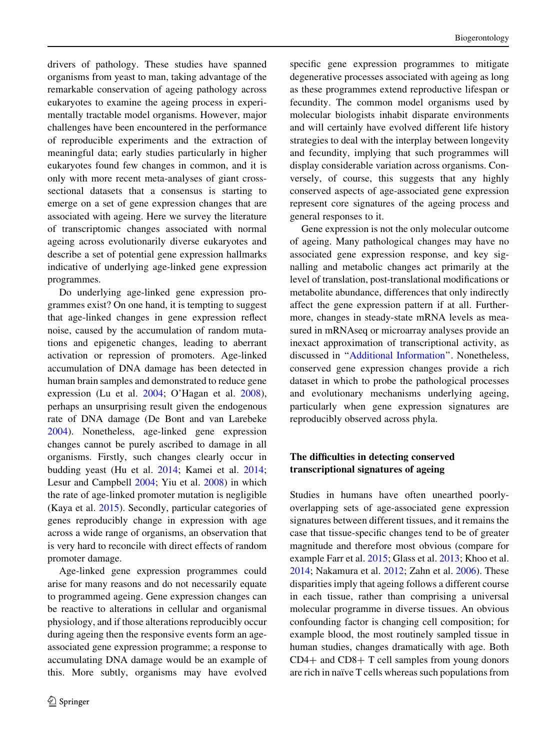drivers of pathology. These studies have spanned organisms from yeast to man, taking advantage of the remarkable conservation of ageing pathology across eukaryotes to examine the ageing process in experimentally tractable model organisms. However, major challenges have been encountered in the performance of reproducible experiments and the extraction of meaningful data; early studies particularly in higher eukaryotes found few changes in common, and it is only with more recent meta-analyses of giant cross-sectional datasets that a consensus is starting to emerge on a set of gene expression changes that are associated with ageing. Here we survey the literature of transcriptomic changes associated with normal ageing across evolutionarily diverse eukaryotes and describe a set of potential gene expression hallmarks indicative of underlying age-linked gene expression programmes.

Do underlying age-linked gene expression programmes exist? On one hand, it is tempting to suggest that age-linked changes in gene expression reflect noise, caused by the accumulation of random mutations and epigenetic changes, leading to aberrant activation or repression of promoters. Age-linked accumulation of DNA damage has been detected in human brain samples and demonstrated to reduce gene expression (Lu et al. 2004; O'Hagan et al. 2008), perhaps an unsurprising result given the endogenous rate of DNA damage (De Bont and van Larebeke 2004). Nonetheless, age-linked gene expression changes cannot be purely ascribed to damage in all organisms. Firstly, such changes clearly occur in budding yeast (Hu et al. 2014; Kamei et al. 2014; Lesur and Campbell 2004; Yiu et al. 2008) in which the rate of age-linked promoter mutation is negligible (Kaya et al. 2015). Secondly, particular categories of genes reproducibly change in expression with age across a wide range of organisms, an observation that is very hard to reconcile with direct effects of random promoter damage.

Age-linked gene expression programmes could arise for many reasons and do not necessarily equate to programmed ageing. Gene expression changes can be reactive to alterations in cellular and organismal physiology, and if those alterations reproducibly occur during ageing then the responsive events form an age-associated gene expression programme; a response to accumulating DNA damage would be an example of this. More subtly, organisms may have evolved specific gene expression programmes to mitigate degenerative processes associated with ageing as long as these programmes extend reproductive lifespan or fecundity. The common model organisms used by molecular biologists inhabit disparate environments and will certainly have evolved different life history strategies to deal with the interplay between longevity and fecundity, implying that such programmes will display considerable variation across organisms. Conversely, of course, this suggests that any highly conserved aspects of age-associated gene expression represent core signatures of the ageing process and general responses to it.

Gene expression is not the only molecular outcome of ageing. Many pathological changes may have no associated gene expression response, and key signalling and metabolic changes act primarily at the level of translation, post-translational modifications or metabolite abundance, differences that only indirectly affect the gene expression pattern if at all. Furthermore, changes in steady-state mRNA levels as measured in mRNAseq or microarray analyses provide an inexact approximation of transcriptional activity, as discussed in "Additional Information". Nonetheless, conserved gene expression changes provide a rich dataset in which to probe the pathological processes and evolutionary mechanisms underlying ageing, particularly when gene expression signatures are reproducibly observed across phyla.

## The difficulties in detecting conserved transcriptional signatures of ageing

Studies in humans have often unearthed poorly-overlapping sets of age-associated gene expression signatures between different tissues, and it remains the case that tissue-specific changes tend to be of greater magnitude and therefore most obvious (compare for example Farr et al. 2015; Glass et al. 2013; Khoo et al. 2014; Nakamura et al. 2012; Zahn et al. 2006). These disparities imply that ageing follows a different course in each tissue, rather than comprising a universal molecular programme in diverse tissues. An obvious confounding factor is changing cell composition; for example blood, the most routinely sampled tissue in human studies, changes dramatically with age. Both CD4+ and CD8+ T cell samples from young donors are rich in naïve T cells whereas such populations from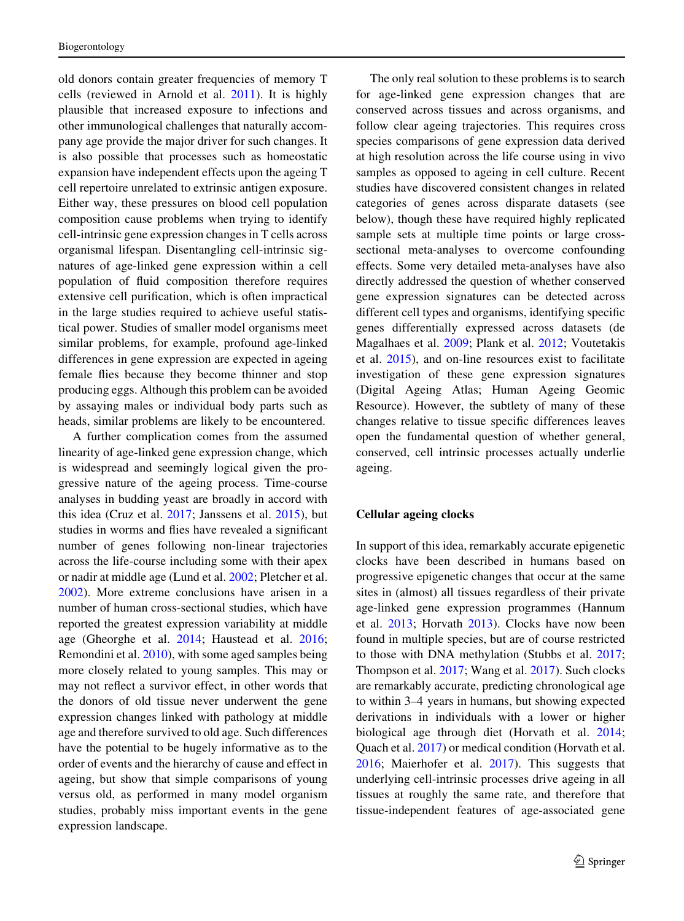old donors contain greater frequencies of memory T cells (reviewed in Arnold et al. 2011). It is highly plausible that increased exposure to infections and other immunological challenges that naturally accompany age provide the major driver for such changes. It is also possible that processes such as homeostatic expansion have independent effects upon the ageing T cell repertoire unrelated to extrinsic antigen exposure. Either way, these pressures on blood cell population composition cause problems when trying to identify cell-intrinsic gene expression changes in T cells across organismal lifespan. Disentangling cell-intrinsic signatures of age-linked gene expression within a cell population of fluid composition therefore requires extensive cell purification, which is often impractical in the large studies required to achieve useful statistical power. Studies of smaller model organisms meet similar problems, for example, profound age-linked differences in gene expression are expected in ageing female flies because they become thinner and stop producing eggs. Although this problem can be avoided by assaying males or individual body parts such as heads, similar problems are likely to be encountered.

A further complication comes from the assumed linearity of age-linked gene expression change, which is widespread and seemingly logical given the progressive nature of the ageing process. Time-course analyses in budding yeast are broadly in accord with this idea (Cruz et al. 2017; Janssens et al. 2015), but studies in worms and flies have revealed a significant number of genes following non-linear trajectories across the life-course including some with their apex or nadir at middle age (Lund et al. 2002; Pletcher et al. 2002). More extreme conclusions have arisen in a number of human cross-sectional studies, which have reported the greatest expression variability at middle age (Gheorghe et al. 2014; Haustead et al. 2016; Remondini et al. 2010), with some aged samples being more closely related to young samples. This may or may not reflect a survivor effect, in other words that the donors of old tissue never underwent the gene expression changes linked with pathology at middle age and therefore survived to old age. Such differences have the potential to be hugely informative as to the order of events and the hierarchy of cause and effect in ageing, but show that simple comparisons of young versus old, as performed in many model organism studies, probably miss important events in the gene expression landscape.

The only real solution to these problems is to search for age-linked gene expression changes that are conserved across tissues and across organisms, and follow clear ageing trajectories. This requires cross species comparisons of gene expression data derived at high resolution across the life course using in vivo samples as opposed to ageing in cell culture. Recent studies have discovered consistent changes in related categories of genes across disparate datasets (see below), though these have required highly replicated sample sets at multiple time points or large cross-sectional meta-analyses to overcome confounding effects. Some very detailed meta-analyses have also directly addressed the question of whether conserved gene expression signatures can be detected across different cell types and organisms, identifying specific genes differentially expressed across datasets (de Magalhaes et al. 2009; Plank et al. 2012; Voutetakis et al. 2015), and on-line resources exist to facilitate investigation of these gene expression signatures (Digital Ageing Atlas; Human Ageing Geomic Resource). However, the subtlety of many of these changes relative to tissue specific differences leaves open the fundamental question of whether general, conserved, cell intrinsic processes actually underlie ageing.

## Cellular ageing clocks

In support of this idea, remarkably accurate epigenetic clocks have been described in humans based on progressive epigenetic changes that occur at the same sites in (almost) all tissues regardless of their private age-linked gene expression programmes (Hannum et al. 2013; Horvath 2013). Clocks have now been found in multiple species, but are of course restricted to those with DNA methylation (Stubbs et al. 2017; Thompson et al. 2017; Wang et al. 2017). Such clocks are remarkably accurate, predicting chronological age to within 3–4 years in humans, but showing expected derivations in individuals with a lower or higher biological age through diet (Horvath et al. 2014; Quach et al. 2017) or medical condition (Horvath et al. 2016; Maierhofer et al. 2017). This suggests that underlying cell-intrinsic processes drive ageing in all tissues at roughly the same rate, and therefore that tissue-independent features of age-associated gene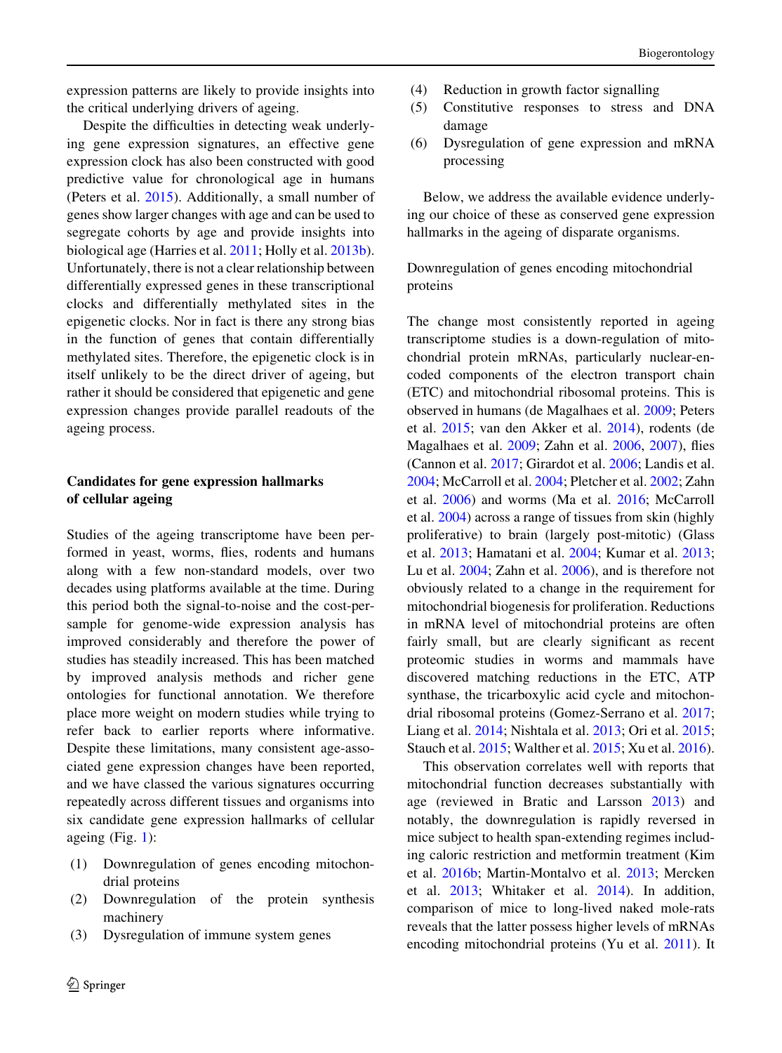expression patterns are likely to provide insights into the critical underlying drivers of ageing.

Despite the difficulties in detecting weak underlying gene expression signatures, an effective gene expression clock has also been constructed with good predictive value for chronological age in humans (Peters et al. 2015). Additionally, a small number of genes show larger changes with age and can be used to segregate cohorts by age and provide insights into biological age (Harries et al. 2011; Holly et al. 2013b). Unfortunately, there is not a clear relationship between differentially expressed genes in these transcriptional clocks and differentially methylated sites in the epigenetic clocks. Nor in fact is there any strong bias in the function of genes that contain differentially methylated sites. Therefore, the epigenetic clock is in itself unlikely to be the direct driver of ageing, but rather it should be considered that epigenetic and gene expression changes provide parallel readouts of the ageing process.

## Candidates for gene expression hallmarks of cellular ageing

Studies of the ageing transcriptome have been performed in yeast, worms, flies, rodents and humans along with a few non-standard models, over two decades using platforms available at the time. During this period both the signal-to-noise and the cost-per-sample for genome-wide expression analysis has improved considerably and therefore the power of studies has steadily increased. This has been matched by improved analysis methods and richer gene ontologies for functional annotation. We therefore place more weight on modern studies while trying to refer back to earlier reports where informative. Despite these limitations, many consistent age-associated gene expression changes have been reported, and we have classed the various signatures occurring repeatedly across different tissues and organisms into six candidate gene expression hallmarks of cellular ageing (Fig. 1):

(1) Downregulation of genes encoding mitochondrial proteins
(2) Downregulation of the protein synthesis machinery
(3) Dysregulation of immune system genes
(4) Reduction in growth factor signalling
(5) Constitutive responses to stress and DNA damage
(6) Dysregulation of gene expression and mRNA processing

Below, we address the available evidence underlying our choice of these as conserved gene expression hallmarks in the ageing of disparate organisms.

### Downregulation of genes encoding mitochondrial proteins

The change most consistently reported in ageing transcriptome studies is a down-regulation of mitochondrial protein mRNAs, particularly nuclear-encoded components of the electron transport chain (ETC) and mitochondrial ribosomal proteins. This is observed in humans (de Magalhaes et al. 2009; Peters et al. 2015; van den Akker et al. 2014), rodents (de Magalhaes et al. 2009; Zahn et al. 2006, 2007), flies (Cannon et al. 2017; Girardot et al. 2006; Landis et al. 2004; McCarroll et al. 2004; Pletcher et al. 2002; Zahn et al. 2006) and worms (Ma et al. 2016; McCarroll et al. 2004) across a range of tissues from skin (highly proliferative) to brain (largely post-mitotic) (Glass et al. 2013; Hamatani et al. 2004; Kumar et al. 2013; Lu et al. 2004; Zahn et al. 2006), and is therefore not obviously related to a change in the requirement for mitochondrial biogenesis for proliferation. Reductions in mRNA level of mitochondrial proteins are often fairly small, but are clearly significant as recent proteomic studies in worms and mammals have discovered matching reductions in the ETC, ATP synthase, the tricarboxylic acid cycle and mitochondrial ribosomal proteins (Gomez-Serrano et al. 2017; Liang et al. 2014; Nishtala et al. 2013; Ori et al. 2015; Stauch et al. 2015; Walther et al. 2015; Xu et al. 2016).

This observation correlates well with reports that mitochondrial function decreases substantially with age (reviewed in Bratic and Larsson 2013) and notably, the downregulation is rapidly reversed in mice subject to health span-extending regimes including caloric restriction and metformin treatment (Kim et al. 2016b; Martin-Montalvo et al. 2013; Mercken et al. 2013; Whitaker et al. 2014). In addition, comparison of mice to long-lived naked mole-rats reveals that the latter possess higher levels of mRNAs encoding mitochondrial proteins (Yu et al. 2011). It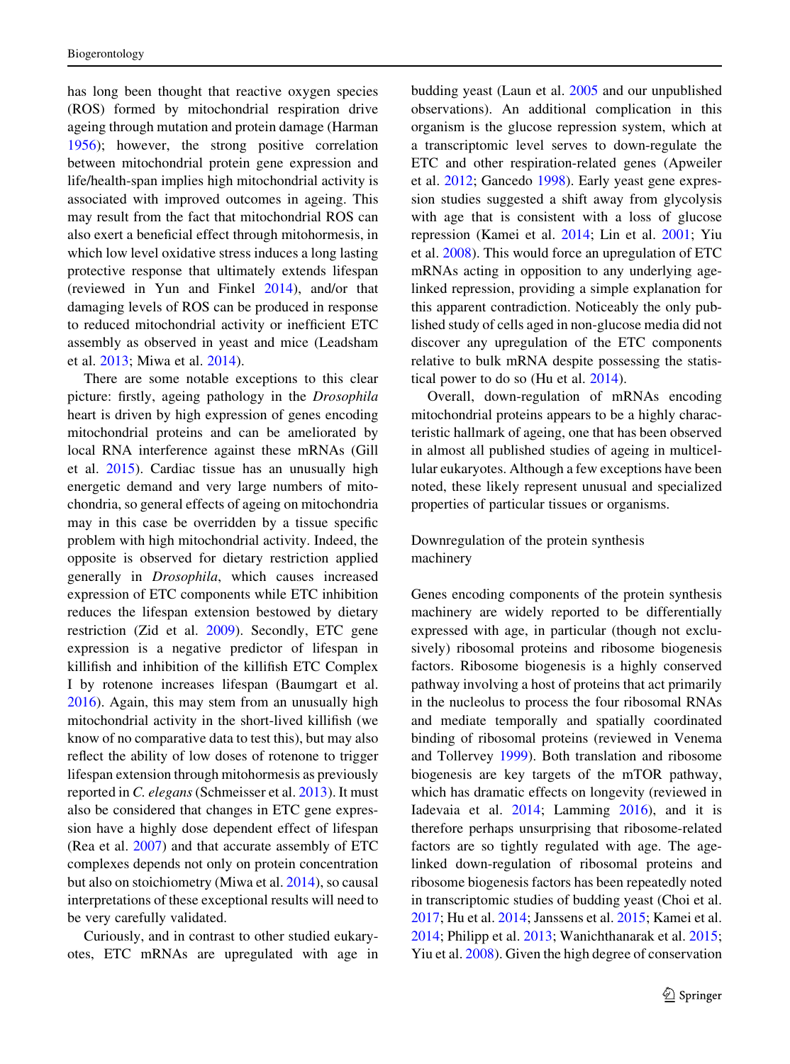has long been thought that reactive oxygen species (ROS) formed by mitochondrial respiration drive ageing through mutation and protein damage (Harman 1956); however, the strong positive correlation between mitochondrial protein gene expression and life/health-span implies high mitochondrial activity is associated with improved outcomes in ageing. This may result from the fact that mitochondrial ROS can also exert a beneficial effect through mitohormesis, in which low level oxidative stress induces a long lasting protective response that ultimately extends lifespan (reviewed in Yun and Finkel 2014), and/or that damaging levels of ROS can be produced in response to reduced mitochondrial activity or inefficient ETC assembly as observed in yeast and mice (Leadsham et al. 2013; Miwa et al. 2014).

There are some notable exceptions to this clear picture: firstly, ageing pathology in the *Drosophila* heart is driven by high expression of genes encoding mitochondrial proteins and can be ameliorated by local RNA interference against these mRNAs (Gill et al. 2015). Cardiac tissue has an unusually high energetic demand and very large numbers of mitochondria, so general effects of ageing on mitochondria may in this case be overridden by a tissue specific problem with high mitochondrial activity. Indeed, the opposite is observed for dietary restriction applied generally in *Drosophila*, which causes increased expression of ETC components while ETC inhibition reduces the lifespan extension bestowed by dietary restriction (Zid et al. 2009). Secondly, ETC gene expression is a negative predictor of lifespan in killifish and inhibition of the killifish ETC Complex I by rotenone increases lifespan (Baumgart et al. 2016). Again, this may stem from an unusually high mitochondrial activity in the short-lived killifish (we know of no comparative data to test this), but may also reflect the ability of low doses of rotenone to trigger lifespan extension through mitohormesis as previously reported in *C. elegans* (Schmeisser et al. 2013). It must also be considered that changes in ETC gene expression have a highly dose dependent effect of lifespan (Rea et al. 2007) and that accurate assembly of ETC complexes depends not only on protein concentration but also on stoichiometry (Miwa et al. 2014), so causal interpretations of these exceptional results will need to be very carefully validated.

Curiously, and in contrast to other studied eukaryotes, ETC mRNAs are upregulated with age in budding yeast (Laun et al. 2005 and our unpublished observations). An additional complication in this organism is the glucose repression system, which at a transcriptomic level serves to down-regulate the ETC and other respiration-related genes (Apweiler et al. 2012; Gancedo 1998). Early yeast gene expression studies suggested a shift away from glycolysis with age that is consistent with a loss of glucose repression (Kamei et al. 2014; Lin et al. 2001; Yiu et al. 2008). This would force an upregulation of ETC mRNAs acting in opposition to any underlying age-linked repression, providing a simple explanation for this apparent contradiction. Noticeably the only published study of cells aged in non-glucose media did not discover any upregulation of the ETC components relative to bulk mRNA despite possessing the statistical power to do so (Hu et al. 2014).

Overall, down-regulation of mRNAs encoding mitochondrial proteins appears to be a highly characteristic hallmark of ageing, one that has been observed in almost all published studies of ageing in multicellular eukaryotes. Although a few exceptions have been noted, these likely represent unusual and specialized properties of particular tissues or organisms.

## Downregulation of the protein synthesis machinery

Genes encoding components of the protein synthesis machinery are widely reported to be differentially expressed with age, in particular (though not exclusively) ribosomal proteins and ribosome biogenesis factors. Ribosome biogenesis is a highly conserved pathway involving a host of proteins that act primarily in the nucleolus to process the four ribosomal RNAs and mediate temporally and spatially coordinated binding of ribosomal proteins (reviewed in Venema and Tollervey 1999). Both translation and ribosome biogenesis are key targets of the mTOR pathway, which has dramatic effects on longevity (reviewed in Iadevaia et al. 2014; Lamming 2016), and it is therefore perhaps unsurprising that ribosome-related factors are so tightly regulated with age. The age-linked down-regulation of ribosomal proteins and ribosome biogenesis factors has been repeatedly noted in transcriptomic studies of budding yeast (Choi et al. 2017; Hu et al. 2014; Janssens et al. 2015; Kamei et al. 2014; Philipp et al. 2013; Wanichthanarak et al. 2015; Yiu et al. 2008). Given the high degree of conservation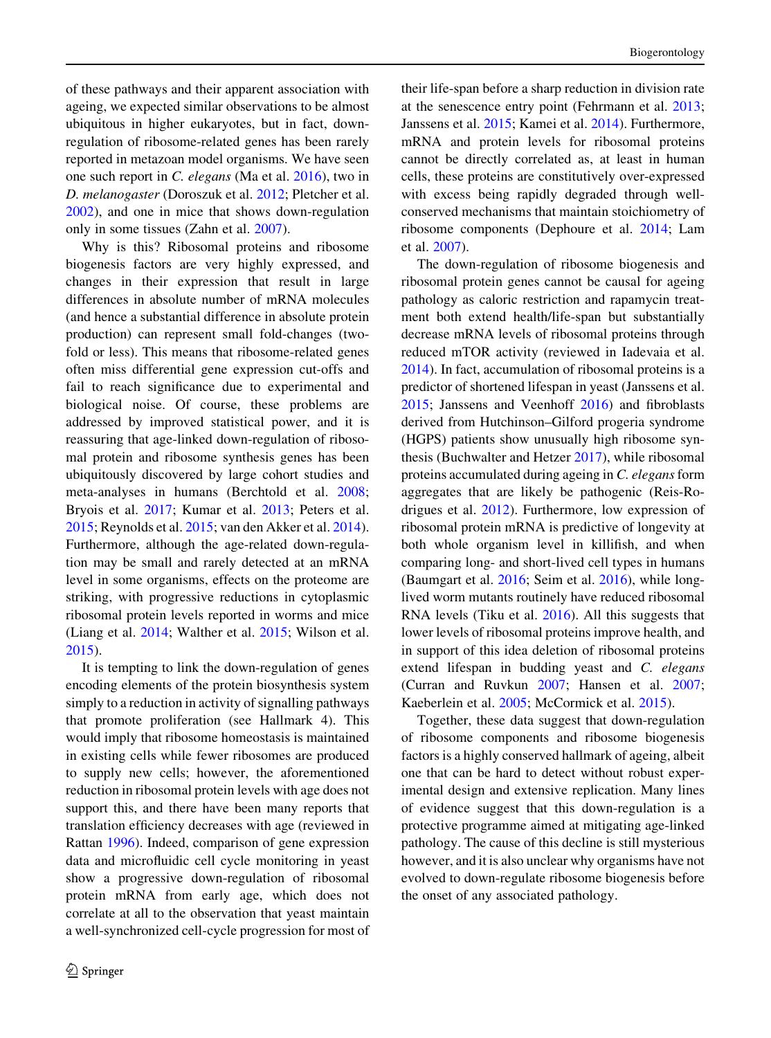of these pathways and their apparent association with ageing, we expected similar observations to be almost ubiquitous in higher eukaryotes, but in fact, down-regulation of ribosome-related genes has been rarely reported in metazoan model organisms. We have seen one such report in *C. elegans* (Ma et al. 2016), two in *D. melanogaster* (Doroszuk et al. 2012; Pletcher et al. 2002), and one in mice that shows down-regulation only in some tissues (Zahn et al. 2007).

Why is this? Ribosomal proteins and ribosome biogenesis factors are very highly expressed, and changes in their expression that result in large differences in absolute number of mRNA molecules (and hence a substantial difference in absolute protein production) can represent small fold-changes (two-fold or less). This means that ribosome-related genes often miss differential gene expression cut-offs and fail to reach significance due to experimental and biological noise. Of course, these problems are addressed by improved statistical power, and it is reassuring that age-linked down-regulation of ribosomal protein and ribosome synthesis genes has been ubiquitously discovered by large cohort studies and meta-analyses in humans (Berchtold et al. 2008; Bryois et al. 2017; Kumar et al. 2013; Peters et al. 2015; Reynolds et al. 2015; van den Akker et al. 2014). Furthermore, although the age-related down-regulation may be small and rarely detected at an mRNA level in some organisms, effects on the proteome are striking, with progressive reductions in cytoplasmic ribosomal protein levels reported in worms and mice (Liang et al. 2014; Walther et al. 2015; Wilson et al. 2015).

It is tempting to link the down-regulation of genes encoding elements of the protein biosynthesis system simply to a reduction in activity of signalling pathways that promote proliferation (see Hallmark 4). This would imply that ribosome homeostasis is maintained in existing cells while fewer ribosomes are produced to supply new cells; however, the aforementioned reduction in ribosomal protein levels with age does not support this, and there have been many reports that translation efficiency decreases with age (reviewed in Rattan 1996). Indeed, comparison of gene expression data and microfluidic cell cycle monitoring in yeast show a progressive down-regulation of ribosomal protein mRNA from early age, which does not correlate at all to the observation that yeast maintain a well-synchronized cell-cycle progression for most of their life-span before a sharp reduction in division rate at the senescence entry point (Fehrmann et al. 2013; Janssens et al. 2015; Kamei et al. 2014). Furthermore, mRNA and protein levels for ribosomal proteins cannot be directly correlated as, at least in human cells, these proteins are constitutively over-expressed with excess being rapidly degraded through well-conserved mechanisms that maintain stoichiometry of ribosome components (Dephoure et al. 2014; Lam et al. 2007).

The down-regulation of ribosome biogenesis and ribosomal protein genes cannot be causal for ageing pathology as caloric restriction and rapamycin treatment both extend health/life-span but substantially decrease mRNA levels of ribosomal proteins through reduced mTOR activity (reviewed in Iadevaia et al. 2014). In fact, accumulation of ribosomal proteins is a predictor of shortened lifespan in yeast (Janssens et al. 2015; Janssens and Veenhoff 2016) and fibroblasts derived from Hutchinson–Gilford progeria syndrome (HGPS) patients show unusually high ribosome synthesis (Buchwalter and Hetzer 2017), while ribosomal proteins accumulated during ageing in *C. elegans* form aggregates that are likely be pathogenic (Reis-Rodrigues et al. 2012). Furthermore, low expression of ribosomal protein mRNA is predictive of longevity at both whole organism level in killifish, and when comparing long- and short-lived cell types in humans (Baumgart et al. 2016; Seim et al. 2016), while long-lived worm mutants routinely have reduced ribosomal RNA levels (Tiku et al. 2016). All this suggests that lower levels of ribosomal proteins improve health, and in support of this idea deletion of ribosomal proteins extend lifespan in budding yeast and *C. elegans* (Curran and Ruvkun 2007; Hansen et al. 2007; Kaeberlein et al. 2005; McCormick et al. 2015).

Together, these data suggest that down-regulation of ribosome components and ribosome biogenesis factors is a highly conserved hallmark of ageing, albeit one that can be hard to detect without robust experimental design and extensive replication. Many lines of evidence suggest that this down-regulation is a protective programme aimed at mitigating age-linked pathology. The cause of this decline is still mysterious however, and it is also unclear why organisms have not evolved to down-regulate ribosome biogenesis before the onset of any associated pathology.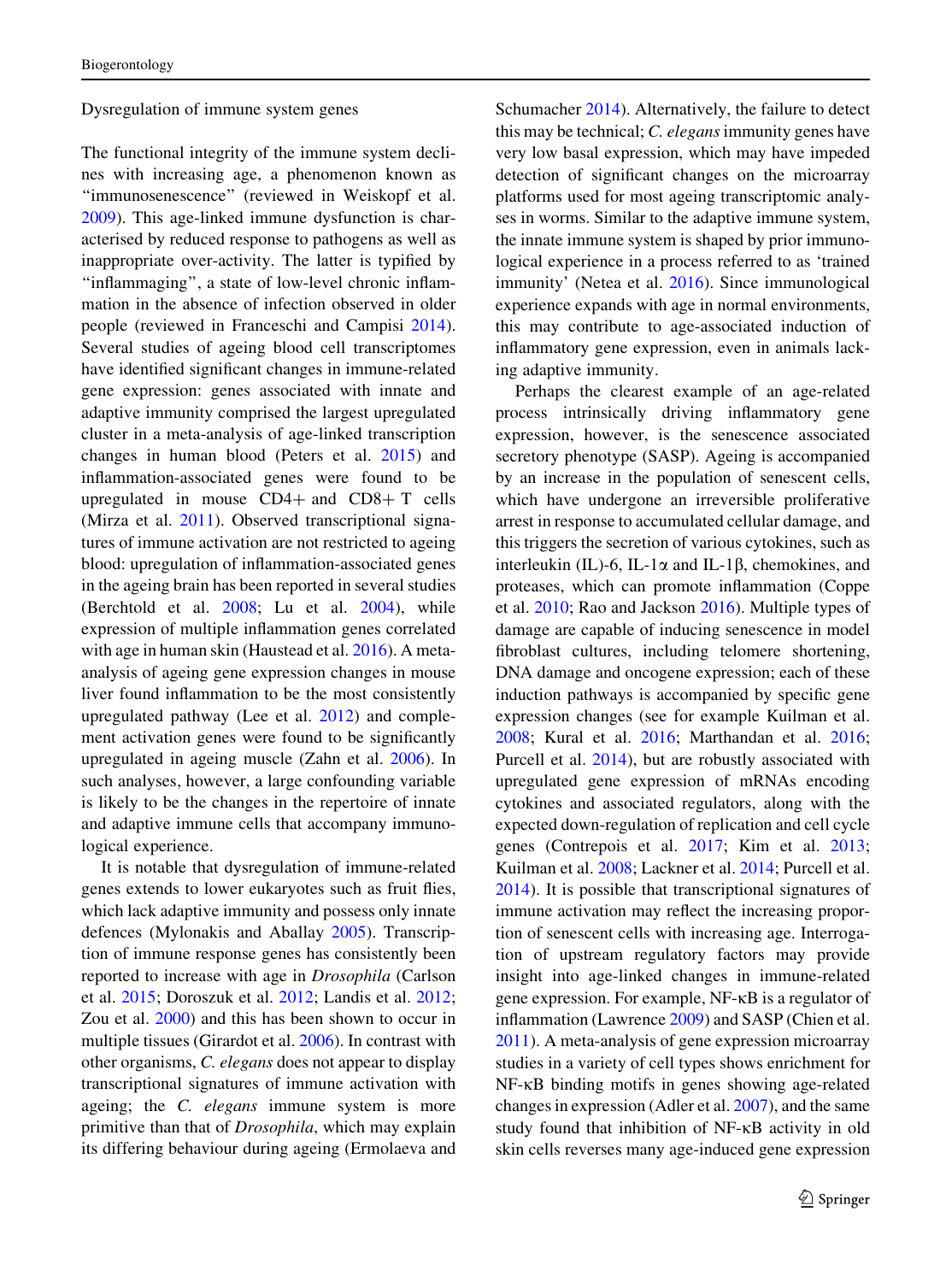## Dysregulation of immune system genes

The functional integrity of the immune system declines with increasing age, a phenomenon known as "immunosenescence" (reviewed in Weiskopf et al. 2009). This age-linked immune dysfunction is characterised by reduced response to pathogens as well as inappropriate over-activity. The latter is typified by "inflammaging", a state of low-level chronic inflammation in the absence of infection observed in older people (reviewed in Franceschi and Campisi 2014). Several studies of ageing blood cell transcriptomes have identified significant changes in immune-related gene expression: genes associated with innate and adaptive immunity comprised the largest upregulated cluster in a meta-analysis of age-linked transcription changes in human blood (Peters et al. 2015) and inflammation-associated genes were found to be upregulated in mouse CD4+ and CD8+ T cells (Mirza et al. 2011). Observed transcriptional signatures of immune activation are not restricted to ageing blood: upregulation of inflammation-associated genes in the ageing brain has been reported in several studies (Berchtold et al. 2008; Lu et al. 2004), while expression of multiple inflammation genes correlated with age in human skin (Haustead et al. 2016). A meta-analysis of ageing gene expression changes in mouse liver found inflammation to be the most consistently upregulated pathway (Lee et al. 2012) and complement activation genes were found to be significantly upregulated in ageing muscle (Zahn et al. 2006). In such analyses, however, a large confounding variable is likely to be the changes in the repertoire of innate and adaptive immune cells that accompany immunological experience.

It is notable that dysregulation of immune-related genes extends to lower eukaryotes such as fruit flies, which lack adaptive immunity and possess only innate defences (Mylonakis and Aballay 2005). Transcription of immune response genes has consistently been reported to increase with age in *Drosophila* (Carlson et al. 2015; Doroszuk et al. 2012; Landis et al. 2012; Zou et al. 2000) and this has been shown to occur in multiple tissues (Girardot et al. 2006). In contrast with other organisms, *C. elegans* does not appear to display transcriptional signatures of immune activation with ageing; the *C. elegans* immune system is more primitive than that of *Drosophila*, which may explain its differing behaviour during ageing (Ermolaeva and Schumacher 2014). Alternatively, the failure to detect this may be technical; *C. elegans* immunity genes have very low basal expression, which may have impeded detection of significant changes on the microarray platforms used for most ageing transcriptomic analyses in worms. Similar to the adaptive immune system, the innate immune system is shaped by prior immunological experience in a process referred to as 'trained immunity' (Netea et al. 2016). Since immunological experience expands with age in normal environments, this may contribute to age-associated induction of inflammatory gene expression, even in animals lacking adaptive immunity.

Perhaps the clearest example of an age-related process intrinsically driving inflammatory gene expression, however, is the senescence associated secretory phenotype (SASP). Ageing is accompanied by an increase in the population of senescent cells, which have undergone an irreversible proliferative arrest in response to accumulated cellular damage, and this triggers the secretion of various cytokines, such as interleukin (IL)-6, IL-1α and IL-1β, chemokines, and proteases, which can promote inflammation (Coppe et al. 2010; Rao and Jackson 2016). Multiple types of damage are capable of inducing senescence in model fibroblast cultures, including telomere shortening, DNA damage and oncogene expression; each of these induction pathways is accompanied by specific gene expression changes (see for example Kuilman et al. 2008; Kural et al. 2016; Marthandan et al. 2016; Purcell et al. 2014), but are robustly associated with upregulated gene expression of mRNAs encoding cytokines and associated regulators, along with the expected down-regulation of replication and cell cycle genes (Contrepois et al. 2017; Kim et al. 2013; Kuilman et al. 2008; Lackner et al. 2014; Purcell et al. 2014). It is possible that transcriptional signatures of immune activation may reflect the increasing proportion of senescent cells with increasing age. Interrogation of upstream regulatory factors may provide insight into age-linked changes in immune-related gene expression. For example, NF-κB is a regulator of inflammation (Lawrence 2009) and SASP (Chien et al. 2011). A meta-analysis of gene expression microarray studies in a variety of cell types shows enrichment for NF-κB binding motifs in genes showing age-related changes in expression (Adler et al. 2007), and the same study found that inhibition of NF-κB activity in old skin cells reverses many age-induced gene expression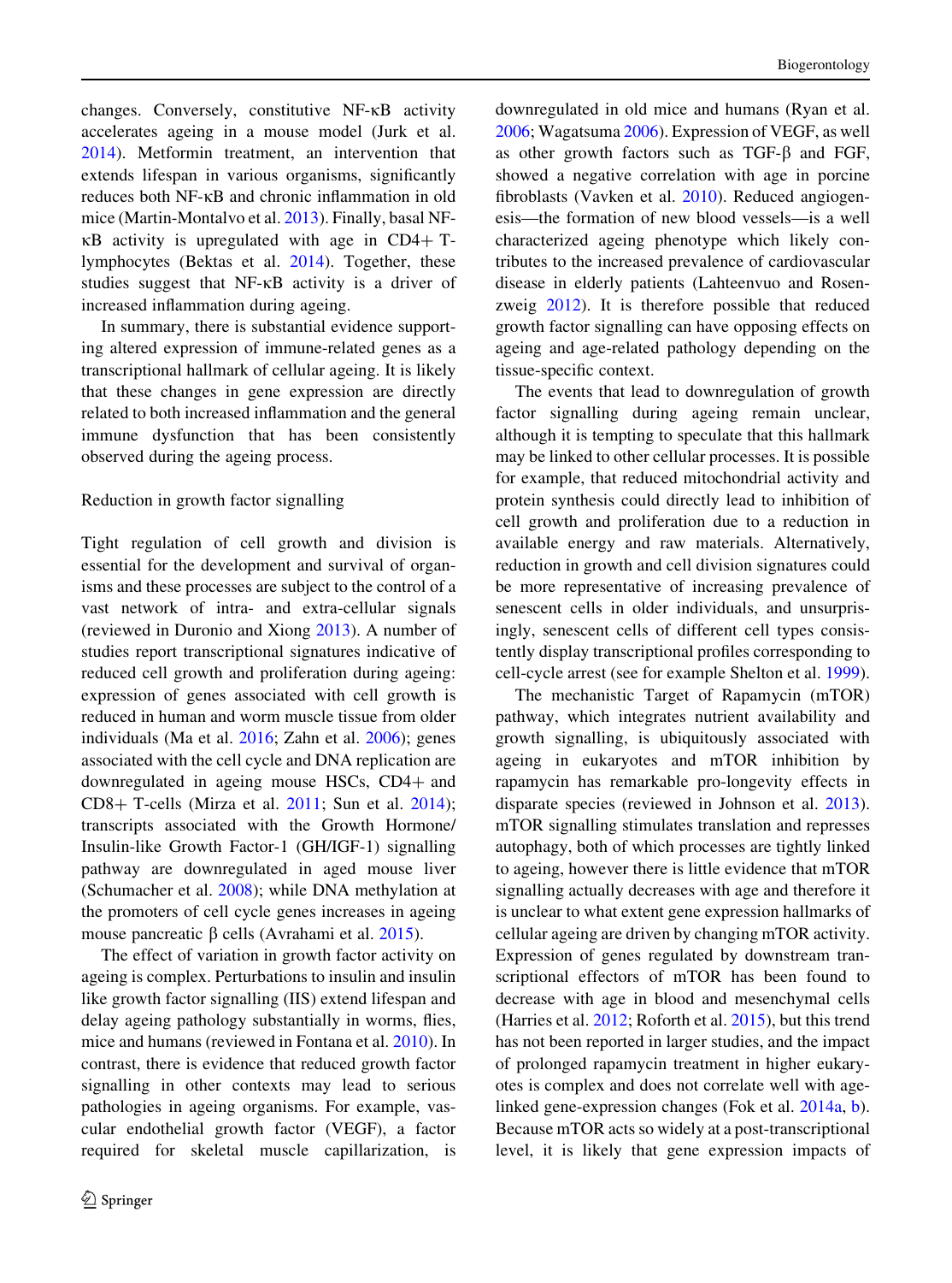changes. Conversely, constitutive NF-κB activity accelerates ageing in a mouse model (Jurk et al. 2014). Metformin treatment, an intervention that extends lifespan in various organisms, significantly reduces both NF-κB and chronic inflammation in old mice (Martin-Montalvo et al. 2013). Finally, basal NF-κB activity is upregulated with age in CD4+ T-lymphocytes (Bektas et al. 2014). Together, these studies suggest that NF-κB activity is a driver of increased inflammation during ageing.

In summary, there is substantial evidence supporting altered expression of immune-related genes as a transcriptional hallmark of cellular ageing. It is likely that these changes in gene expression are directly related to both increased inflammation and the general immune dysfunction that has been consistently observed during the ageing process.

### Reduction in growth factor signalling

Tight regulation of cell growth and division is essential for the development and survival of organisms and these processes are subject to the control of a vast network of intra- and extra-cellular signals (reviewed in Duronio and Xiong 2013). A number of studies report transcriptional signatures indicative of reduced cell growth and proliferation during ageing: expression of genes associated with cell growth is reduced in human and worm muscle tissue from older individuals (Ma et al. 2016; Zahn et al. 2006); genes associated with the cell cycle and DNA replication are downregulated in ageing mouse HSCs, CD4+ and CD8+ T-cells (Mirza et al. 2011; Sun et al. 2014); transcripts associated with the Growth Hormone/Insulin-like Growth Factor-1 (GH/IGF-1) signalling pathway are downregulated in aged mouse liver (Schumacher et al. 2008); while DNA methylation at the promoters of cell cycle genes increases in ageing mouse pancreatic β cells (Avrahami et al. 2015).

The effect of variation in growth factor activity on ageing is complex. Perturbations to insulin and insulin like growth factor signalling (IIS) extend lifespan and delay ageing pathology substantially in worms, flies, mice and humans (reviewed in Fontana et al. 2010). In contrast, there is evidence that reduced growth factor signalling in other contexts may lead to serious pathologies in ageing organisms. For example, vascular endothelial growth factor (VEGF), a factor required for skeletal muscle capillarization, is downregulated in old mice and humans (Ryan et al. 2006; Wagatsuma 2006). Expression of VEGF, as well as other growth factors such as TGF-β and FGF, showed a negative correlation with age in porcine fibroblasts (Vavken et al. 2010). Reduced angiogenesis—the formation of new blood vessels—is a well characterized ageing phenotype which likely contributes to the increased prevalence of cardiovascular disease in elderly patients (Lahteenvuo and Rosenzweig 2012). It is therefore possible that reduced growth factor signalling can have opposing effects on ageing and age-related pathology depending on the tissue-specific context.

The events that lead to downregulation of growth factor signalling during ageing remain unclear, although it is tempting to speculate that this hallmark may be linked to other cellular processes. It is possible for example, that reduced mitochondrial activity and protein synthesis could directly lead to inhibition of cell growth and proliferation due to a reduction in available energy and raw materials. Alternatively, reduction in growth and cell division signatures could be more representative of increasing prevalence of senescent cells in older individuals, and unsurprisingly, senescent cells of different cell types consistently display transcriptional profiles corresponding to cell-cycle arrest (see for example Shelton et al. 1999).

The mechanistic Target of Rapamycin (mTOR) pathway, which integrates nutrient availability and growth signalling, is ubiquitously associated with ageing in eukaryotes and mTOR inhibition by rapamycin has remarkable pro-longevity effects in disparate species (reviewed in Johnson et al. 2013). mTOR signalling stimulates translation and represses autophagy, both of which processes are tightly linked to ageing, however there is little evidence that mTOR signalling actually decreases with age and therefore it is unclear to what extent gene expression hallmarks of cellular ageing are driven by changing mTOR activity. Expression of genes regulated by downstream transcriptional effectors of mTOR has been found to decrease with age in blood and mesenchymal cells (Harries et al. 2012; Roforth et al. 2015), but this trend has not been reported in larger studies, and the impact of prolonged rapamycin treatment in higher eukaryotes is complex and does not correlate well with age-linked gene-expression changes (Fok et al. 2014a, b). Because mTOR acts so widely at a post-transcriptional level, it is likely that gene expression impacts of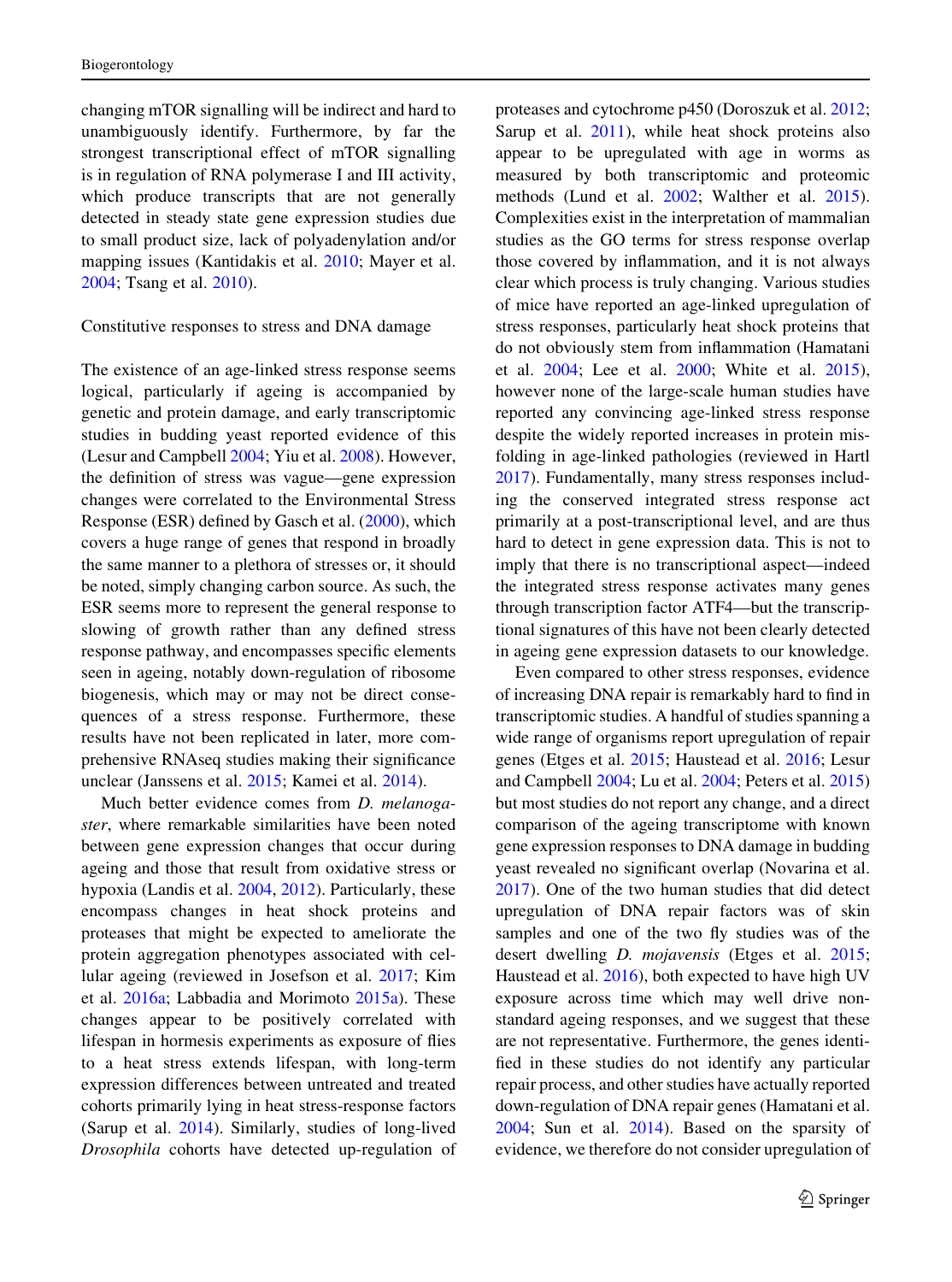changing mTOR signalling will be indirect and hard to unambiguously identify. Furthermore, by far the strongest transcriptional effect of mTOR signalling is in regulation of RNA polymerase I and III activity, which produce transcripts that are not generally detected in steady state gene expression studies due to small product size, lack of polyadenylation and/or mapping issues (Kantidakis et al. 2010; Mayer et al. 2004; Tsang et al. 2010).

## Constitutive responses to stress and DNA damage

The existence of an age-linked stress response seems logical, particularly if ageing is accompanied by genetic and protein damage, and early transcriptomic studies in budding yeast reported evidence of this (Lesur and Campbell 2004; Yiu et al. 2008). However, the definition of stress was vague—gene expression changes were correlated to the Environmental Stress Response (ESR) defined by Gasch et al. (2000), which covers a huge range of genes that respond in broadly the same manner to a plethora of stresses or, it should be noted, simply changing carbon source. As such, the ESR seems more to represent the general response to slowing of growth rather than any defined stress response pathway, and encompasses specific elements seen in ageing, notably down-regulation of ribosome biogenesis, which may or may not be direct consequences of a stress response. Furthermore, these results have not been replicated in later, more comprehensive RNAseq studies making their significance unclear (Janssens et al. 2015; Kamei et al. 2014).

Much better evidence comes from *D. melanogaster*, where remarkable similarities have been noted between gene expression changes that occur during ageing and those that result from oxidative stress or hypoxia (Landis et al. 2004, 2012). Particularly, these encompass changes in heat shock proteins and proteases that might be expected to ameliorate the protein aggregation phenotypes associated with cellular ageing (reviewed in Josefson et al. 2017; Kim et al. 2016a; Labbadia and Morimoto 2015a). These changes appear to be positively correlated with lifespan in hormesis experiments as exposure of flies to a heat stress extends lifespan, with long-term expression differences between untreated and treated cohorts primarily lying in heat stress-response factors (Sarup et al. 2014). Similarly, studies of long-lived *Drosophila* cohorts have detected up-regulation of proteases and cytochrome p450 (Doroszuk et al. 2012; Sarup et al. 2011), while heat shock proteins also appear to be upregulated with age in worms as measured by both transcriptomic and proteomic methods (Lund et al. 2002; Walther et al. 2015). Complexities exist in the interpretation of mammalian studies as the GO terms for stress response overlap those covered by inflammation, and it is not always clear which process is truly changing. Various studies of mice have reported an age-linked upregulation of stress responses, particularly heat shock proteins that do not obviously stem from inflammation (Hamatani et al. 2004; Lee et al. 2000; White et al. 2015), however none of the large-scale human studies have reported any convincing age-linked stress response despite the widely reported increases in protein misfolding in age-linked pathologies (reviewed in Hartl 2017). Fundamentally, many stress responses including the conserved integrated stress response act primarily at a post-transcriptional level, and are thus hard to detect in gene expression data. This is not to imply that there is no transcriptional aspect—indeed the integrated stress response activates many genes through transcription factor ATF4—but the transcriptional signatures of this have not been clearly detected in ageing gene expression datasets to our knowledge.

Even compared to other stress responses, evidence of increasing DNA repair is remarkably hard to find in transcriptomic studies. A handful of studies spanning a wide range of organisms report upregulation of repair genes (Etges et al. 2015; Haustead et al. 2016; Lesur and Campbell 2004; Lu et al. 2004; Peters et al. 2015) but most studies do not report any change, and a direct comparison of the ageing transcriptome with known gene expression responses to DNA damage in budding yeast revealed no significant overlap (Novarina et al. 2017). One of the two human studies that did detect upregulation of DNA repair factors was of skin samples and one of the two fly studies was of the desert dwelling *D. mojavensis* (Etges et al. 2015; Haustead et al. 2016), both expected to have high UV exposure across time which may well drive non-standard ageing responses, and we suggest that these are not representative. Furthermore, the genes identified in these studies do not identify any particular repair process, and other studies have actually reported down-regulation of DNA repair genes (Hamatani et al. 2004; Sun et al. 2014). Based on the sparsity of evidence, we therefore do not consider upregulation of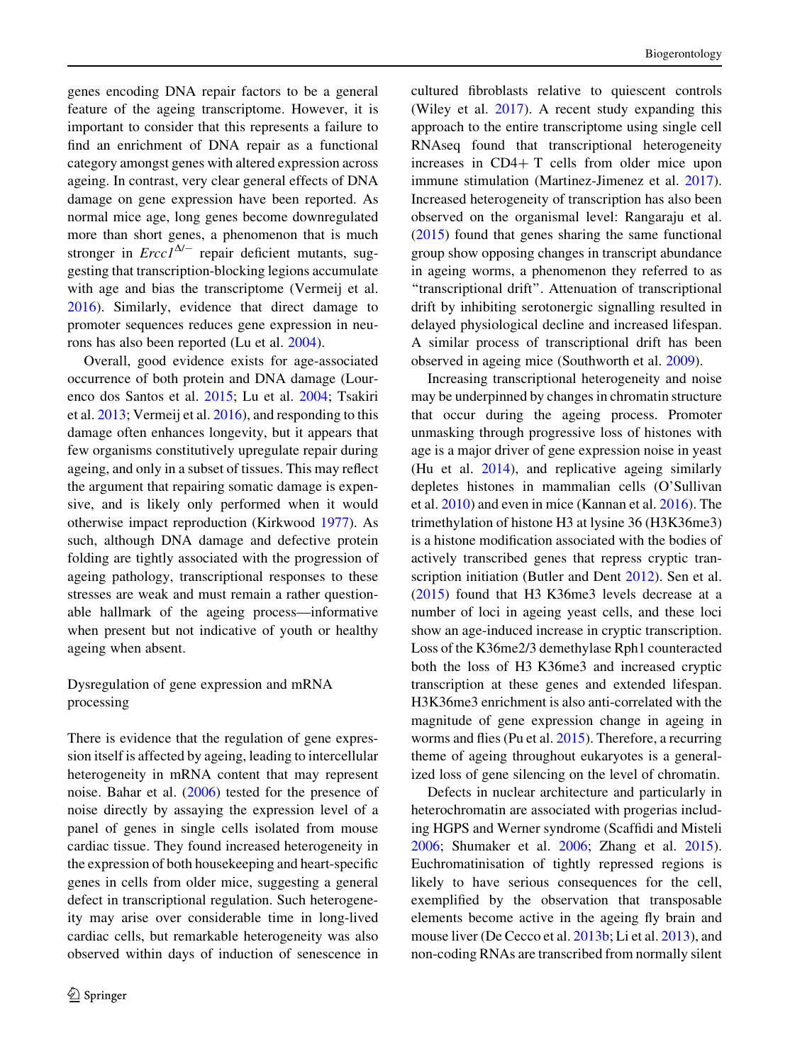genes encoding DNA repair factors to be a general feature of the ageing transcriptome. However, it is important to consider that this represents a failure to find an enrichment of DNA repair as a functional category amongst genes with altered expression across ageing. In contrast, very clear general effects of DNA damage on gene expression have been reported. As normal mice age, long genes become downregulated more than short genes, a phenomenon that is much stronger in *Ercc1*$^{\Delta/-}$ repair deficient mutants, suggesting that transcription-blocking legions accumulate with age and bias the transcriptome (Vermeij et al. 2016). Similarly, evidence that direct damage to promoter sequences reduces gene expression in neurons has also been reported (Lu et al. 2004).

Overall, good evidence exists for age-associated occurrence of both protein and DNA damage (Lourenco dos Santos et al. 2015; Lu et al. 2004; Tsakiri et al. 2013; Vermeij et al. 2016), and responding to this damage often enhances longevity, but it appears that few organisms constitutively upregulate repair during ageing, and only in a subset of tissues. This may reflect the argument that repairing somatic damage is expensive, and is likely only performed when it would otherwise impact reproduction (Kirkwood 1977). As such, although DNA damage and defective protein folding are tightly associated with the progression of ageing pathology, transcriptional responses to these stresses are weak and must remain a rather questionable hallmark of the ageing process—informative when present but not indicative of youth or healthy ageing when absent.

## Dysregulation of gene expression and mRNA processing

There is evidence that the regulation of gene expression itself is affected by ageing, leading to intercellular heterogeneity in mRNA content that may represent noise. Bahar et al. (2006) tested for the presence of noise directly by assaying the expression level of a panel of genes in single cells isolated from mouse cardiac tissue. They found increased heterogeneity in the expression of both housekeeping and heart-specific genes in cells from older mice, suggesting a general defect in transcriptional regulation. Such heterogeneity may arise over considerable time in long-lived cardiac cells, but remarkable heterogeneity was also observed within days of induction of senescence in cultured fibroblasts relative to quiescent controls (Wiley et al. 2017). A recent study expanding this approach to the entire transcriptome using single cell RNAseq found that transcriptional heterogeneity increases in CD4+ T cells from older mice upon immune stimulation (Martinez-Jimenez et al. 2017). Increased heterogeneity of transcription has also been observed on the organismal level: Rangaraju et al. (2015) found that genes sharing the same functional group show opposing changes in transcript abundance in ageing worms, a phenomenon they referred to as "transcriptional drift". Attenuation of transcriptional drift by inhibiting serotonergic signalling resulted in delayed physiological decline and increased lifespan. A similar process of transcriptional drift has been observed in ageing mice (Southworth et al. 2009).

Increasing transcriptional heterogeneity and noise may be underpinned by changes in chromatin structure that occur during the ageing process. Promoter unmasking through progressive loss of histones with age is a major driver of gene expression noise in yeast (Hu et al. 2014), and replicative ageing similarly depletes histones in mammalian cells (O'Sullivan et al. 2010) and even in mice (Kannan et al. 2016). The trimethylation of histone H3 at lysine 36 (H3K36me3) is a histone modification associated with the bodies of actively transcribed genes that repress cryptic transcription initiation (Butler and Dent 2012). Sen et al. (2015) found that H3 K36me3 levels decrease at a number of loci in ageing yeast cells, and these loci show an age-induced increase in cryptic transcription. Loss of the K36me2/3 demethylase Rph1 counteracted both the loss of H3 K36me3 and increased cryptic transcription at these genes and extended lifespan. H3K36me3 enrichment is also anti-correlated with the magnitude of gene expression change in ageing in worms and flies (Pu et al. 2015). Therefore, a recurring theme of ageing throughout eukaryotes is a generalized loss of gene silencing on the level of chromatin.

Defects in nuclear architecture and particularly in heterochromatin are associated with progerias including HGPS and Werner syndrome (Scaffidi and Misteli 2006; Shumaker et al. 2006; Zhang et al. 2015). Euchromatinisation of tightly repressed regions is likely to have serious consequences for the cell, exemplified by the observation that transposable elements become active in the ageing fly brain and mouse liver (De Cecco et al. 2013b; Li et al. 2013), and non-coding RNAs are transcribed from normally silent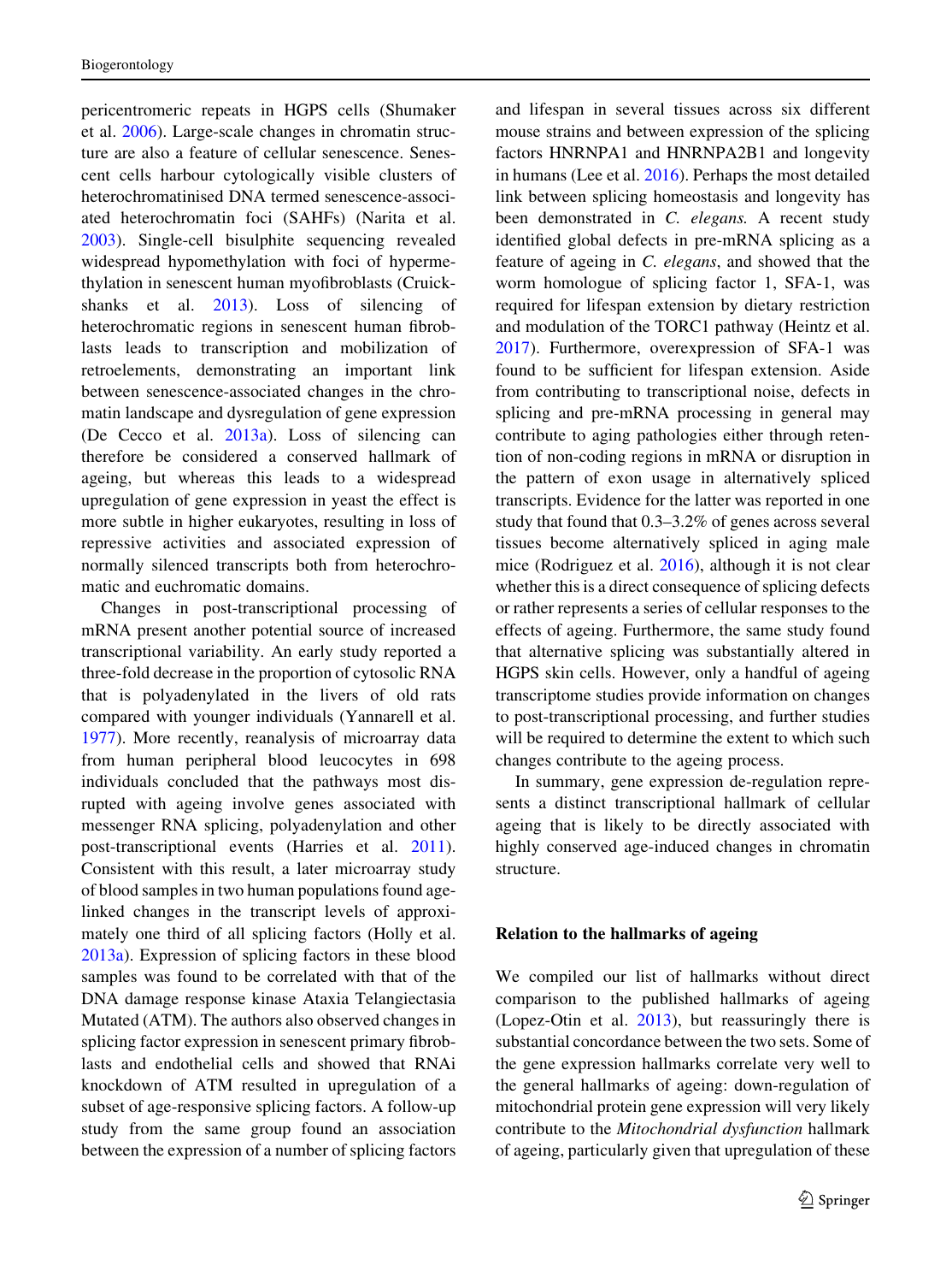pericentromeric repeats in HGPS cells (Shumaker et al. 2006). Large-scale changes in chromatin structure are also a feature of cellular senescence. Senescent cells harbour cytologically visible clusters of heterochromatinised DNA termed senescence-associated heterochromatin foci (SAHFs) (Narita et al. 2003). Single-cell bisulphite sequencing revealed widespread hypomethylation with foci of hypermethylation in senescent human myofibroblasts (Cruickshanks et al. 2013). Loss of silencing of heterochromatic regions in senescent human fibroblasts leads to transcription and mobilization of retroelements, demonstrating an important link between senescence-associated changes in the chromatin landscape and dysregulation of gene expression (De Cecco et al. 2013a). Loss of silencing can therefore be considered a conserved hallmark of ageing, but whereas this leads to a widespread upregulation of gene expression in yeast the effect is more subtle in higher eukaryotes, resulting in loss of repressive activities and associated expression of normally silenced transcripts both from heterochromatic and euchromatic domains.

Changes in post-transcriptional processing of mRNA present another potential source of increased transcriptional variability. An early study reported a three-fold decrease in the proportion of cytosolic RNA that is polyadenylated in the livers of old rats compared with younger individuals (Yannarell et al. 1977). More recently, reanalysis of microarray data from human peripheral blood leucocytes in 698 individuals concluded that the pathways most disrupted with ageing involve genes associated with messenger RNA splicing, polyadenylation and other post-transcriptional events (Harries et al. 2011). Consistent with this result, a later microarray study of blood samples in two human populations found age-linked changes in the transcript levels of approximately one third of all splicing factors (Holly et al. 2013a). Expression of splicing factors in these blood samples was found to be correlated with that of the DNA damage response kinase Ataxia Telangiectasia Mutated (ATM). The authors also observed changes in splicing factor expression in senescent primary fibroblasts and endothelial cells and showed that RNAi knockdown of ATM resulted in upregulation of a subset of age-responsive splicing factors. A follow-up study from the same group found an association between the expression of a number of splicing factors and lifespan in several tissues across six different mouse strains and between expression of the splicing factors HNRNPA1 and HNRNPA2B1 and longevity in humans (Lee et al. 2016). Perhaps the most detailed link between splicing homeostasis and longevity has been demonstrated in *C. elegans.* A recent study identified global defects in pre-mRNA splicing as a feature of ageing in *C. elegans*, and showed that the worm homologue of splicing factor 1, SFA-1, was required for lifespan extension by dietary restriction and modulation of the TORC1 pathway (Heintz et al. 2017). Furthermore, overexpression of SFA-1 was found to be sufficient for lifespan extension. Aside from contributing to transcriptional noise, defects in splicing and pre-mRNA processing in general may contribute to aging pathologies either through retention of non-coding regions in mRNA or disruption in the pattern of exon usage in alternatively spliced transcripts. Evidence for the latter was reported in one study that found that 0.3–3.2% of genes across several tissues become alternatively spliced in aging male mice (Rodriguez et al. 2016), although it is not clear whether this is a direct consequence of splicing defects or rather represents a series of cellular responses to the effects of ageing. Furthermore, the same study found that alternative splicing was substantially altered in HGPS skin cells. However, only a handful of ageing transcriptome studies provide information on changes to post-transcriptional processing, and further studies will be required to determine the extent to which such changes contribute to the ageing process.

In summary, gene expression de-regulation represents a distinct transcriptional hallmark of cellular ageing that is likely to be directly associated with highly conserved age-induced changes in chromatin structure.

## Relation to the hallmarks of ageing

We compiled our list of hallmarks without direct comparison to the published hallmarks of ageing (Lopez-Otin et al. 2013), but reassuringly there is substantial concordance between the two sets. Some of the gene expression hallmarks correlate very well to the general hallmarks of ageing: down-regulation of mitochondrial protein gene expression will very likely contribute to the *Mitochondrial dysfunction* hallmark of ageing, particularly given that upregulation of these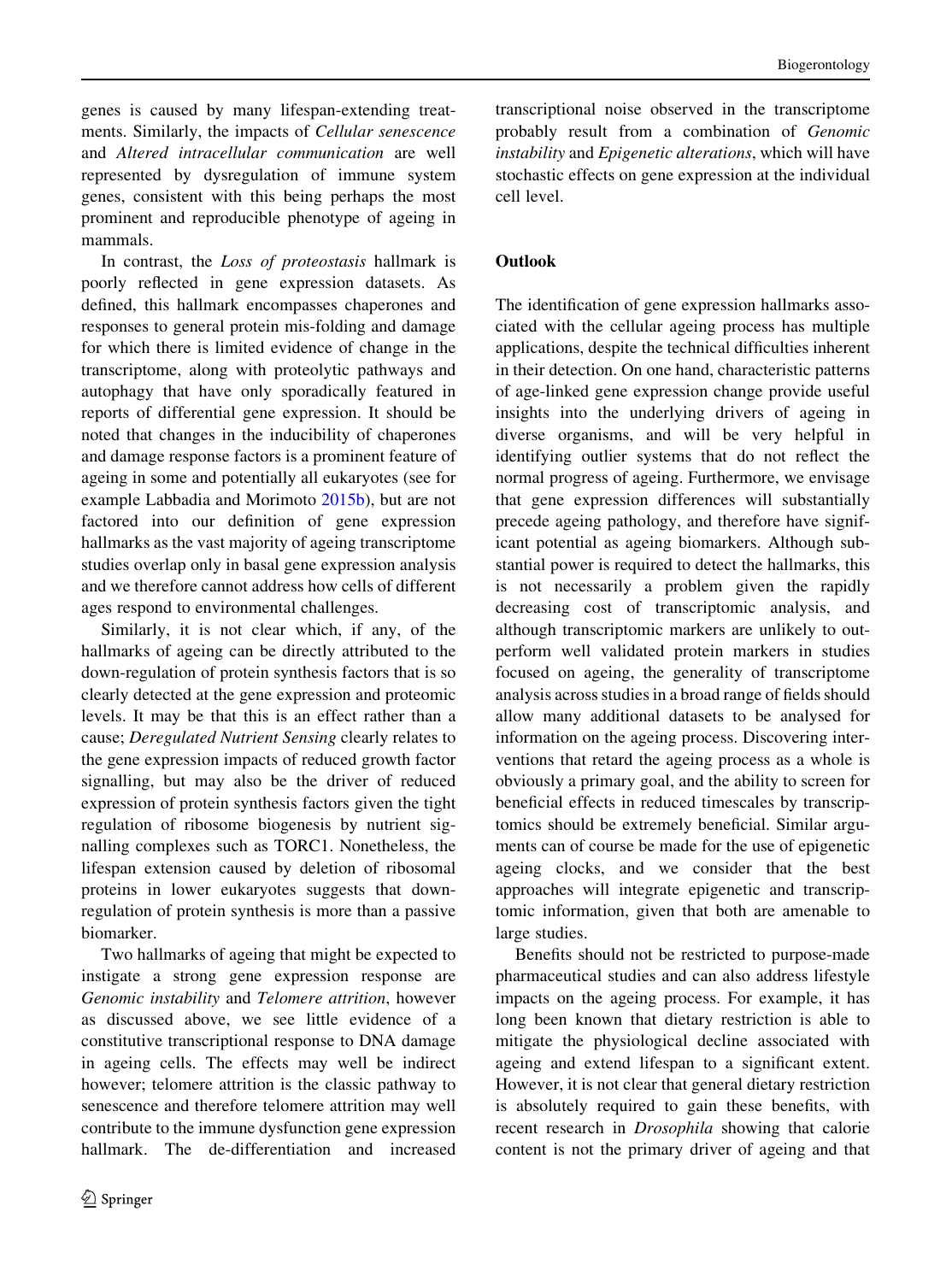genes is caused by many lifespan-extending treatments. Similarly, the impacts of *Cellular senescence* and *Altered intracellular communication* are well represented by dysregulation of immune system genes, consistent with this being perhaps the most prominent and reproducible phenotype of ageing in mammals.

In contrast, the *Loss of proteostasis* hallmark is poorly reflected in gene expression datasets. As defined, this hallmark encompasses chaperones and responses to general protein mis-folding and damage for which there is limited evidence of change in the transcriptome, along with proteolytic pathways and autophagy that have only sporadically featured in reports of differential gene expression. It should be noted that changes in the inducibility of chaperones and damage response factors is a prominent feature of ageing in some and potentially all eukaryotes (see for example Labbadia and Morimoto 2015b), but are not factored into our definition of gene expression hallmarks as the vast majority of ageing transcriptome studies overlap only in basal gene expression analysis and we therefore cannot address how cells of different ages respond to environmental challenges.

Similarly, it is not clear which, if any, of the hallmarks of ageing can be directly attributed to the down-regulation of protein synthesis factors that is so clearly detected at the gene expression and proteomic levels. It may be that this is an effect rather than a cause; *Deregulated Nutrient Sensing* clearly relates to the gene expression impacts of reduced growth factor signalling, but may also be the driver of reduced expression of protein synthesis factors given the tight regulation of ribosome biogenesis by nutrient signalling complexes such as TORC1. Nonetheless, the lifespan extension caused by deletion of ribosomal proteins in lower eukaryotes suggests that down-regulation of protein synthesis is more than a passive biomarker.

Two hallmarks of ageing that might be expected to instigate a strong gene expression response are *Genomic instability* and *Telomere attrition*, however as discussed above, we see little evidence of a constitutive transcriptional response to DNA damage in ageing cells. The effects may well be indirect however; telomere attrition is the classic pathway to senescence and therefore telomere attrition may well contribute to the immune dysfunction gene expression hallmark. The de-differentiation and increased transcriptional noise observed in the transcriptome probably result from a combination of *Genomic instability* and *Epigenetic alterations*, which will have stochastic effects on gene expression at the individual cell level.

## Outlook

The identification of gene expression hallmarks associated with the cellular ageing process has multiple applications, despite the technical difficulties inherent in their detection. On one hand, characteristic patterns of age-linked gene expression change provide useful insights into the underlying drivers of ageing in diverse organisms, and will be very helpful in identifying outlier systems that do not reflect the normal progress of ageing. Furthermore, we envisage that gene expression differences will substantially precede ageing pathology, and therefore have significant potential as ageing biomarkers. Although substantial power is required to detect the hallmarks, this is not necessarily a problem given the rapidly decreasing cost of transcriptomic analysis, and although transcriptomic markers are unlikely to outperform well validated protein markers in studies focused on ageing, the generality of transcriptome analysis across studies in a broad range of fields should allow many additional datasets to be analysed for information on the ageing process. Discovering interventions that retard the ageing process as a whole is obviously a primary goal, and the ability to screen for beneficial effects in reduced timescales by transcriptomics should be extremely beneficial. Similar arguments can of course be made for the use of epigenetic ageing clocks, and we consider that the best approaches will integrate epigenetic and transcriptomic information, given that both are amenable to large studies.

Benefits should not be restricted to purpose-made pharmaceutical studies and can also address lifestyle impacts on the ageing process. For example, it has long been known that dietary restriction is able to mitigate the physiological decline associated with ageing and extend lifespan to a significant extent. However, it is not clear that general dietary restriction is absolutely required to gain these benefits, with recent research in *Drosophila* showing that calorie content is not the primary driver of ageing and that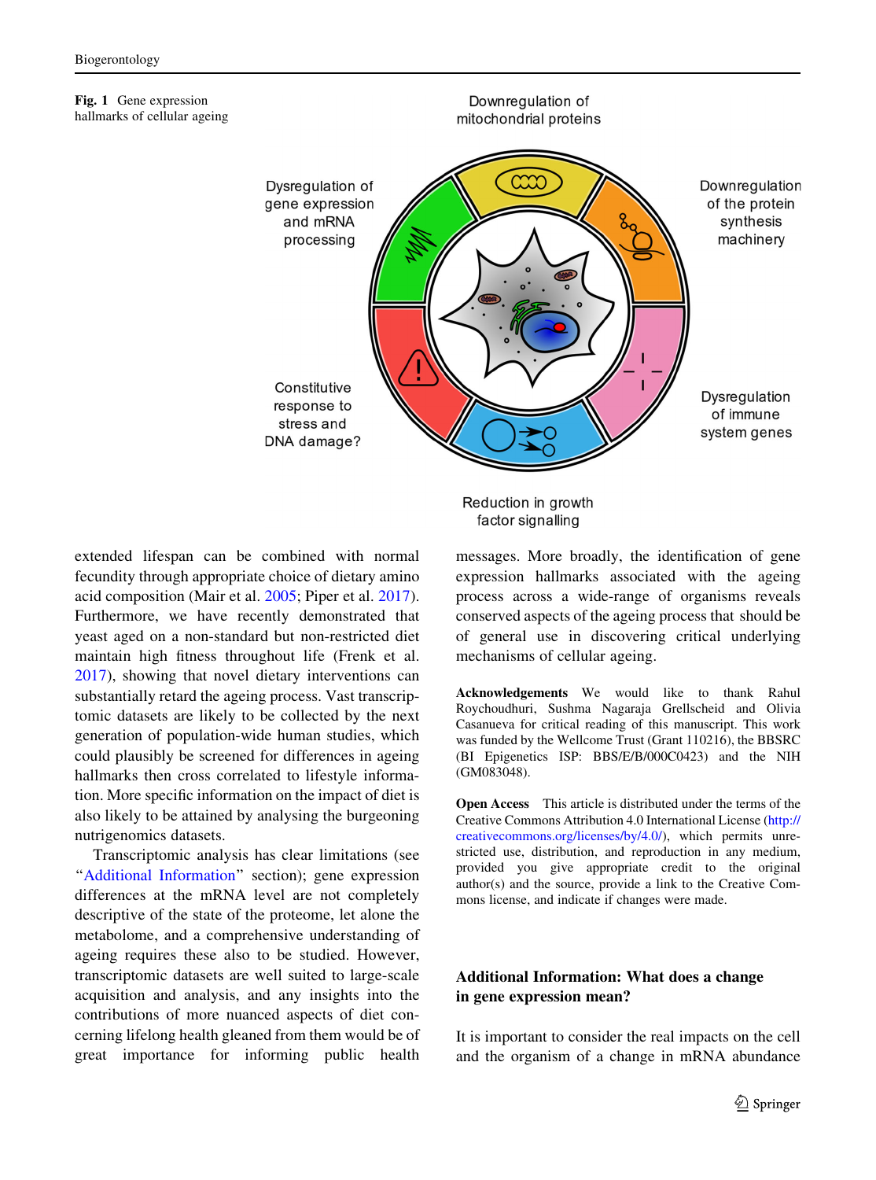Fig. 1 Gene expression hallmarks of cellular ageing

extended lifespan can be combined with normal fecundity through appropriate choice of dietary amino acid composition (Mair et al. 2005; Piper et al. 2017). Furthermore, we have recently demonstrated that yeast aged on a non-standard but non-restricted diet maintain high fitness throughout life (Frenk et al. 2017), showing that novel dietary interventions can substantially retard the ageing process. Vast transcriptomic datasets are likely to be collected by the next generation of population-wide human studies, which could plausibly be screened for differences in ageing hallmarks then cross correlated to lifestyle information. More specific information on the impact of diet is also likely to be attained by analysing the burgeoning nutrigenomics datasets.

Transcriptomic analysis has clear limitations (see "Additional Information" section); gene expression differences at the mRNA level are not completely descriptive of the state of the proteome, let alone the metabolome, and a comprehensive understanding of ageing requires these also to be studied. However, transcriptomic datasets are well suited to large-scale acquisition and analysis, and any insights into the contributions of more nuanced aspects of diet concerning lifelong health gleaned from them would be of great importance for informing public health messages. More broadly, the identification of gene expression hallmarks associated with the ageing process across a wide-range of organisms reveals conserved aspects of the ageing process that should be of general use in discovering critical underlying mechanisms of cellular ageing.

**Acknowledgements** We would like to thank Rahul Roychoudhuri, Sushma Nagaraja Grellscheid and Olivia Casanueva for critical reading of this manuscript. This work was funded by the Wellcome Trust (Grant 110216), the BBSRC (BI Epigenetics ISP: BBS/E/B/000C0423) and the NIH (GM083048).

**Open Access** This article is distributed under the terms of the Creative Commons Attribution 4.0 International License (http://creativecommons.org/licenses/by/4.0/), which permits unrestricted use, distribution, and reproduction in any medium, provided you give appropriate credit to the original author(s) and the source, provide a link to the Creative Commons license, and indicate if changes were made.

## Additional Information: What does a change in gene expression mean?

It is important to consider the real impacts on the cell and the organism of a change in mRNA abundance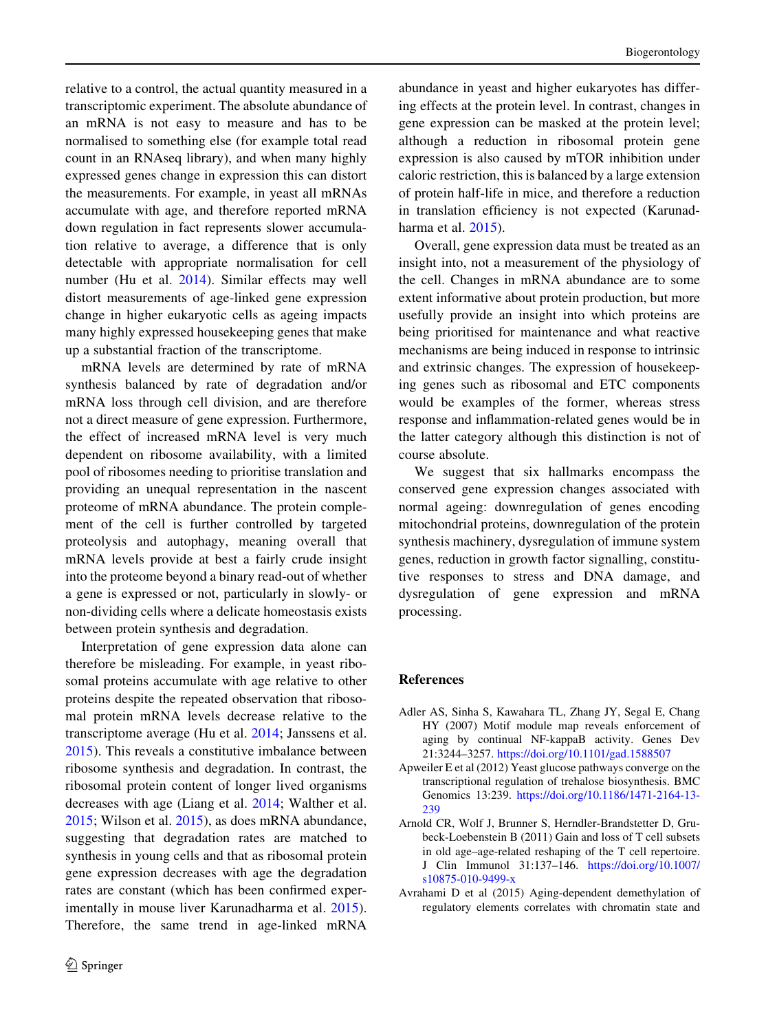relative to a control, the actual quantity measured in a transcriptomic experiment. The absolute abundance of an mRNA is not easy to measure and has to be normalised to something else (for example total read count in an RNAseq library), and when many highly expressed genes change in expression this can distort the measurements. For example, in yeast all mRNAs accumulate with age, and therefore reported mRNA down regulation in fact represents slower accumulation relative to average, a difference that is only detectable with appropriate normalisation for cell number (Hu et al. 2014). Similar effects may well distort measurements of age-linked gene expression change in higher eukaryotic cells as ageing impacts many highly expressed housekeeping genes that make up a substantial fraction of the transcriptome.

mRNA levels are determined by rate of mRNA synthesis balanced by rate of degradation and/or mRNA loss through cell division, and are therefore not a direct measure of gene expression. Furthermore, the effect of increased mRNA level is very much dependent on ribosome availability, with a limited pool of ribosomes needing to prioritise translation and providing an unequal representation in the nascent proteome of mRNA abundance. The protein complement of the cell is further controlled by targeted proteolysis and autophagy, meaning overall that mRNA levels provide at best a fairly crude insight into the proteome beyond a binary read-out of whether a gene is expressed or not, particularly in slowly- or non-dividing cells where a delicate homeostasis exists between protein synthesis and degradation.

Interpretation of gene expression data alone can therefore be misleading. For example, in yeast ribosomal proteins accumulate with age relative to other proteins despite the repeated observation that ribosomal protein mRNA levels decrease relative to the transcriptome average (Hu et al. 2014; Janssens et al. 2015). This reveals a constitutive imbalance between ribosome synthesis and degradation. In contrast, the ribosomal protein content of longer lived organisms decreases with age (Liang et al. 2014; Walther et al. 2015; Wilson et al. 2015), as does mRNA abundance, suggesting that degradation rates are matched to synthesis in young cells and that as ribosomal protein gene expression decreases with age the degradation rates are constant (which has been confirmed experimentally in mouse liver Karunadharma et al. 2015). Therefore, the same trend in age-linked mRNA abundance in yeast and higher eukaryotes has differing effects at the protein level. In contrast, changes in gene expression can be masked at the protein level; although a reduction in ribosomal protein gene expression is also caused by mTOR inhibition under caloric restriction, this is balanced by a large extension of protein half-life in mice, and therefore a reduction in translation efficiency is not expected (Karunadharma et al. 2015).

Overall, gene expression data must be treated as an insight into, not a measurement of the physiology of the cell. Changes in mRNA abundance are to some extent informative about protein production, but more usefully provide an insight into which proteins are being prioritised for maintenance and what reactive mechanisms are being induced in response to intrinsic and extrinsic changes. The expression of housekeeping genes such as ribosomal and ETC components would be examples of the former, whereas stress response and inflammation-related genes would be in the latter category although this distinction is not of course absolute.

We suggest that six hallmarks encompass the conserved gene expression changes associated with normal ageing: downregulation of genes encoding mitochondrial proteins, downregulation of the protein synthesis machinery, dysregulation of immune system genes, reduction in growth factor signalling, constitutive responses to stress and DNA damage, and dysregulation of gene expression and mRNA processing.

## References

Adler AS, Sinha S, Kawahara TL, Zhang JY, Segal E, Chang HY (2007) Motif module map reveals enforcement of aging by continual NF-kappaB activity. Genes Dev 21:3244–3257. https://doi.org/10.1101/gad.1588507

Apweiler E et al (2012) Yeast glucose pathways converge on the transcriptional regulation of trehalose biosynthesis. BMC Genomics 13:239. https://doi.org/10.1186/1471-2164-13-239

Arnold CR, Wolf J, Brunner S, Herndler-Brandstetter D, Grubeck-Loebenstein B (2011) Gain and loss of T cell subsets in old age–age-related reshaping of the T cell repertoire. J Clin Immunol 31:137–146. https://doi.org/10.1007/s10875-010-9499-x

Avrahami D et al (2015) Aging-dependent demethylation of regulatory elements correlates with chromatin state and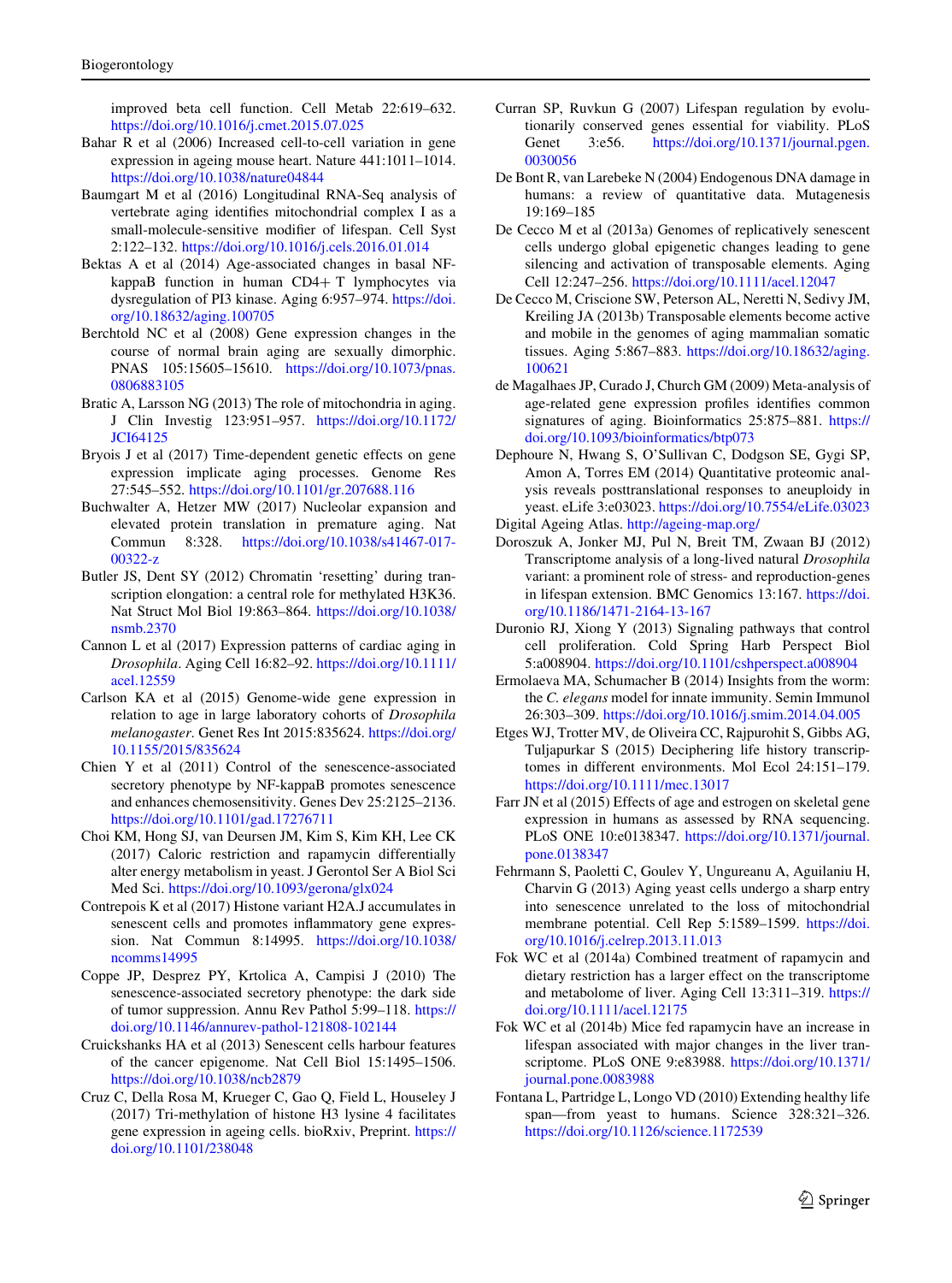improved beta cell function. Cell Metab 22:619–632. https://doi.org/10.1016/j.cmet.2015.07.025

Bahar R et al (2006) Increased cell-to-cell variation in gene expression in ageing mouse heart. Nature 441:1011–1014. https://doi.org/10.1038/nature04844

Baumgart M et al (2016) Longitudinal RNA-Seq analysis of vertebrate aging identifies mitochondrial complex I as a small-molecule-sensitive modifier of lifespan. Cell Syst 2:122–132. https://doi.org/10.1016/j.cels.2016.01.014

Bektas A et al (2014) Age-associated changes in basal NF-kappaB function in human CD4+ T lymphocytes via dysregulation of PI3 kinase. Aging 6:957–974. https://doi.org/10.18632/aging.100705

Berchtold NC et al (2008) Gene expression changes in the course of normal brain aging are sexually dimorphic. PNAS 105:15605–15610. https://doi.org/10.1073/pnas.0806883105

Bratic A, Larsson NG (2013) The role of mitochondria in aging. J Clin Investig 123:951–957. https://doi.org/10.1172/JCI64125

Bryois J et al (2017) Time-dependent genetic effects on gene expression implicate aging processes. Genome Res 27:545–552. https://doi.org/10.1101/gr.207688.116

Buchwalter A, Hetzer MW (2017) Nucleolar expansion and elevated protein translation in premature aging. Nat Commun 8:328. https://doi.org/10.1038/s41467-017-00322-z

Butler JS, Dent SY (2012) Chromatin 'resetting' during transcription elongation: a central role for methylated H3K36. Nat Struct Mol Biol 19:863–864. https://doi.org/10.1038/nsmb.2370

Cannon L et al (2017) Expression patterns of cardiac aging in *Drosophila*. Aging Cell 16:82–92. https://doi.org/10.1111/acel.12559

Carlson KA et al (2015) Genome-wide gene expression in relation to age in large laboratory cohorts of *Drosophila melanogaster*. Genet Res Int 2015:835624. https://doi.org/10.1155/2015/835624

Chien Y et al (2011) Control of the senescence-associated secretory phenotype by NF-kappaB promotes senescence and enhances chemosensitivity. Genes Dev 25:2125–2136. https://doi.org/10.1101/gad.17276711

Choi KM, Hong SJ, van Deursen JM, Kim S, Kim KH, Lee CK (2017) Caloric restriction and rapamycin differentially alter energy metabolism in yeast. J Gerontol Ser A Biol Sci Med Sci. https://doi.org/10.1093/gerona/glx024

Contrepois K et al (2017) Histone variant H2A.J accumulates in senescent cells and promotes inflammatory gene expression. Nat Commun 8:14995. https://doi.org/10.1038/ncomms14995

Coppe JP, Desprez PY, Krtolica A, Campisi J (2010) The senescence-associated secretory phenotype: the dark side of tumor suppression. Annu Rev Pathol 5:99–118. https://doi.org/10.1146/annurev-pathol-121808-102144

Cruickshanks HA et al (2013) Senescent cells harbour features of the cancer epigenome. Nat Cell Biol 15:1495–1506. https://doi.org/10.1038/ncb2879

Cruz C, Della Rosa M, Krueger C, Gao Q, Field L, Houseley J (2017) Tri-methylation of histone H3 lysine 4 facilitates gene expression in ageing cells. bioRxiv, Preprint. https://doi.org/10.1101/238048

Curran SP, Ruvkun G (2007) Lifespan regulation by evolutionarily conserved genes essential for viability. PLoS Genet 3:e56. https://doi.org/10.1371/journal.pgen.0030056

De Bont R, van Larebeke N (2004) Endogenous DNA damage in humans: a review of quantitative data. Mutagenesis 19:169–185

De Cecco M et al (2013a) Genomes of replicatively senescent cells undergo global epigenetic changes leading to gene silencing and activation of transposable elements. Aging Cell 12:247–256. https://doi.org/10.1111/acel.12047

De Cecco M, Criscione SW, Peterson AL, Neretti N, Sedivy JM, Kreiling JA (2013b) Transposable elements become active and mobile in the genomes of aging mammalian somatic tissues. Aging 5:867–883. https://doi.org/10.18632/aging.100621

de Magalhaes JP, Curado J, Church GM (2009) Meta-analysis of age-related gene expression profiles identifies common signatures of aging. Bioinformatics 25:875–881. https://doi.org/10.1093/bioinformatics/btp073

Dephoure N, Hwang S, O'Sullivan C, Dodgson SE, Gygi SP, Amon A, Torres EM (2014) Quantitative proteomic analysis reveals posttranslational responses to aneuploidy in yeast. eLife 3:e03023. https://doi.org/10.7554/eLife.03023

Digital Ageing Atlas. http://ageing-map.org/

Doroszuk A, Jonker MJ, Pul N, Breit TM, Zwaan BJ (2012) Transcriptome analysis of a long-lived natural *Drosophila* variant: a prominent role of stress- and reproduction-genes in lifespan extension. BMC Genomics 13:167. https://doi.org/10.1186/1471-2164-13-167

Duronio RJ, Xiong Y (2013) Signaling pathways that control cell proliferation. Cold Spring Harb Perspect Biol 5:a008904. https://doi.org/10.1101/cshperspect.a008904

Ermolaeva MA, Schumacher B (2014) Insights from the worm: the *C. elegans* model for innate immunity. Semin Immunol 26:303–309. https://doi.org/10.1016/j.smim.2014.04.005

Etges WJ, Trotter MV, de Oliveira CC, Rajpurohit S, Gibbs AG, Tuljapurkar S (2015) Deciphering life history transcriptomes in different environments. Mol Ecol 24:151–179. https://doi.org/10.1111/mec.13017

Farr JN et al (2015) Effects of age and estrogen on skeletal gene expression in humans as assessed by RNA sequencing. PLoS ONE 10:e0138347. https://doi.org/10.1371/journal.pone.0138347

Fehrmann S, Paoletti C, Goulev Y, Ungureanu A, Aguilaniu H, Charvin G (2013) Aging yeast cells undergo a sharp entry into senescence unrelated to the loss of mitochondrial membrane potential. Cell Rep 5:1589–1599. https://doi.org/10.1016/j.celrep.2013.11.013

Fok WC et al (2014a) Combined treatment of rapamycin and dietary restriction has a larger effect on the transcriptome and metabolome of liver. Aging Cell 13:311–319. https://doi.org/10.1111/acel.12175

Fok WC et al (2014b) Mice fed rapamycin have an increase in lifespan associated with major changes in the liver transcriptome. PLoS ONE 9:e83988. https://doi.org/10.1371/journal.pone.0083988

Fontana L, Partridge L, Longo VD (2010) Extending healthy life span—from yeast to humans. Science 328:321–326. https://doi.org/10.1126/science.1172539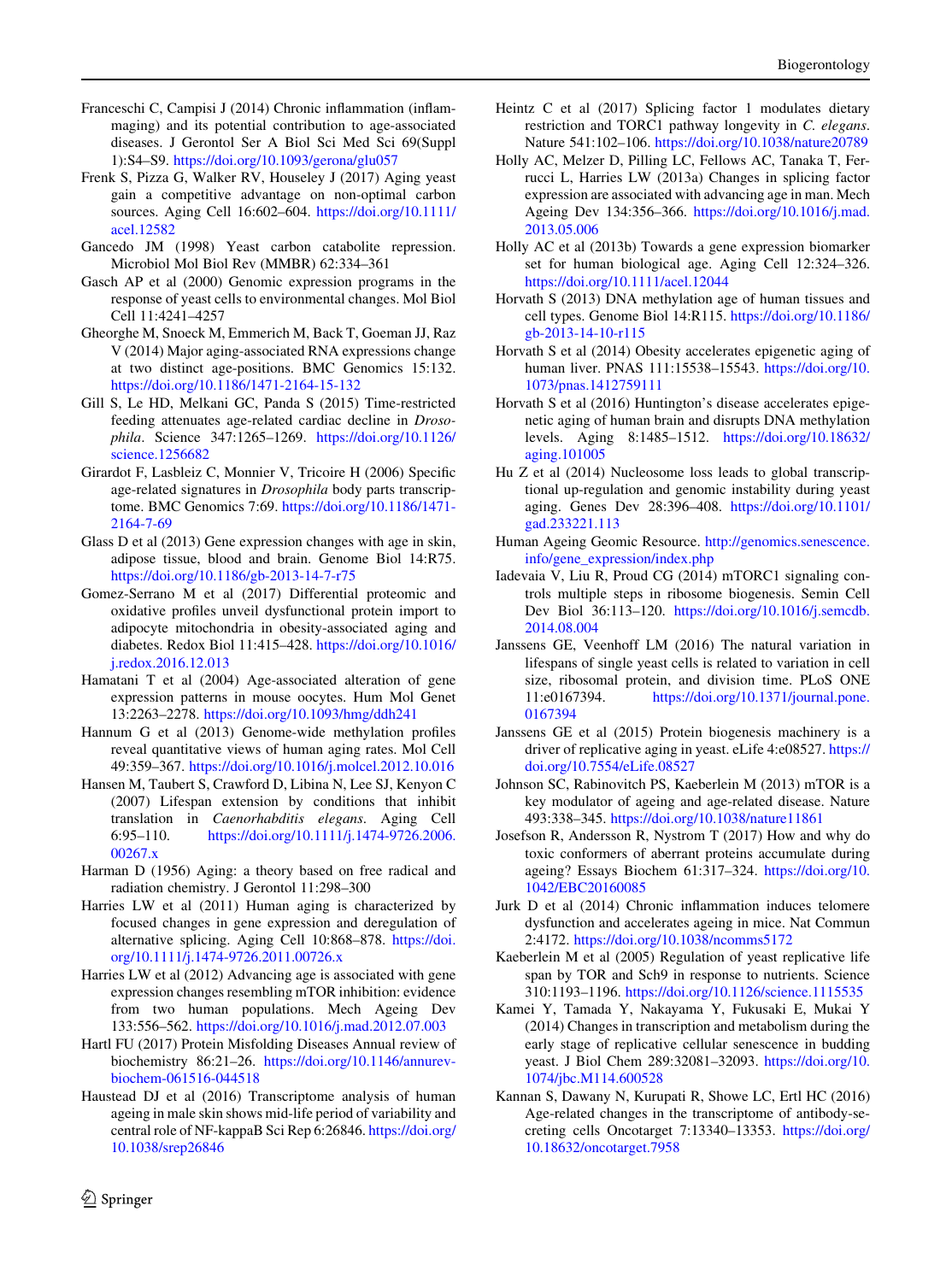Franceschi C, Campisi J (2014) Chronic inflammation (inflammaging) and its potential contribution to age-associated diseases. J Gerontol Ser A Biol Sci Med Sci 69(Suppl 1):S4–S9. https://doi.org/10.1093/gerona/glu057

Frenk S, Pizza G, Walker RV, Houseley J (2017) Aging yeast gain a competitive advantage on non-optimal carbon sources. Aging Cell 16:602–604. https://doi.org/10.1111/acel.12582

Gancedo JM (1998) Yeast carbon catabolite repression. Microbiol Mol Biol Rev (MMBR) 62:334–361

Gasch AP et al (2000) Genomic expression programs in the response of yeast cells to environmental changes. Mol Biol Cell 11:4241–4257

Gheorghe M, Snoeck M, Emmerich M, Back T, Goeman JJ, Raz V (2014) Major aging-associated RNA expressions change at two distinct age-positions. BMC Genomics 15:132. https://doi.org/10.1186/1471-2164-15-132

Gill S, Le HD, Melkani GC, Panda S (2015) Time-restricted feeding attenuates age-related cardiac decline in *Drosophila*. Science 347:1265–1269. https://doi.org/10.1126/science.1256682

Girardot F, Lasbleiz C, Monnier V, Tricoire H (2006) Specific age-related signatures in *Drosophila* body parts transcriptome. BMC Genomics 7:69. https://doi.org/10.1186/1471-2164-7-69

Glass D et al (2013) Gene expression changes with age in skin, adipose tissue, blood and brain. Genome Biol 14:R75. https://doi.org/10.1186/gb-2013-14-7-r75

Gomez-Serrano M et al (2017) Differential proteomic and oxidative profiles unveil dysfunctional protein import to adipocyte mitochondria in obesity-associated aging and diabetes. Redox Biol 11:415–428. https://doi.org/10.1016/j.redox.2016.12.013

Hamatani T et al (2004) Age-associated alteration of gene expression patterns in mouse oocytes. Hum Mol Genet 13:2263–2278. https://doi.org/10.1093/hmg/ddh241

Hannum G et al (2013) Genome-wide methylation profiles reveal quantitative views of human aging rates. Mol Cell 49:359–367. https://doi.org/10.1016/j.molcel.2012.10.016

Hansen M, Taubert S, Crawford D, Libina N, Lee SJ, Kenyon C (2007) Lifespan extension by conditions that inhibit translation in *Caenorhabditis elegans*. Aging Cell 6:95–110. https://doi.org/10.1111/j.1474-9726.2006.00267.x

Harman D (1956) Aging: a theory based on free radical and radiation chemistry. J Gerontol 11:298–300

Harries LW et al (2011) Human aging is characterized by focused changes in gene expression and deregulation of alternative splicing. Aging Cell 10:868–878. https://doi.org/10.1111/j.1474-9726.2011.00726.x

Harries LW et al (2012) Advancing age is associated with gene expression changes resembling mTOR inhibition: evidence from two human populations. Mech Ageing Dev 133:556–562. https://doi.org/10.1016/j.mad.2012.07.003

Hartl FU (2017) Protein Misfolding Diseases Annual review of biochemistry 86:21–26. https://doi.org/10.1146/annurev-biochem-061516-044518

Haustead DJ et al (2016) Transcriptome analysis of human ageing in male skin shows mid-life period of variability and central role of NF-kappaB Sci Rep 6:26846. https://doi.org/10.1038/srep26846

Heintz C et al (2017) Splicing factor 1 modulates dietary restriction and TORC1 pathway longevity in *C. elegans*. Nature 541:102–106. https://doi.org/10.1038/nature20789

Holly AC, Melzer D, Pilling LC, Fellows AC, Tanaka T, Ferrucci L, Harries LW (2013a) Changes in splicing factor expression are associated with advancing age in man. Mech Ageing Dev 134:356–366. https://doi.org/10.1016/j.mad.2013.05.006

Holly AC et al (2013b) Towards a gene expression biomarker set for human biological age. Aging Cell 12:324–326. https://doi.org/10.1111/acel.12044

Horvath S (2013) DNA methylation age of human tissues and cell types. Genome Biol 14:R115. https://doi.org/10.1186/gb-2013-14-10-r115

Horvath S et al (2014) Obesity accelerates epigenetic aging of human liver. PNAS 111:15538–15543. https://doi.org/10.1073/pnas.1412759111

Horvath S et al (2016) Huntington's disease accelerates epigenetic aging of human brain and disrupts DNA methylation levels. Aging 8:1485–1512. https://doi.org/10.18632/aging.101005

Hu Z et al (2014) Nucleosome loss leads to global transcriptional up-regulation and genomic instability during yeast aging. Genes Dev 28:396–408. https://doi.org/10.1101/gad.233221.113

Human Ageing Geomic Resource. http://genomics.senescence.info/gene_expression/index.php

Iadevaia V, Liu R, Proud CG (2014) mTORC1 signaling controls multiple steps in ribosome biogenesis. Semin Cell Dev Biol 36:113–120. https://doi.org/10.1016/j.semcdb.2014.08.004

Janssens GE, Veenhoff LM (2016) The natural variation in lifespans of single yeast cells is related to variation in cell size, ribosomal protein, and division time. PLoS ONE 11:e0167394. https://doi.org/10.1371/journal.pone.0167394

Janssens GE et al (2015) Protein biogenesis machinery is a driver of replicative aging in yeast. eLife 4:e08527. https://doi.org/10.7554/eLife.08527

Johnson SC, Rabinovitch PS, Kaeberlein M (2013) mTOR is a key modulator of ageing and age-related disease. Nature 493:338–345. https://doi.org/10.1038/nature11861

Josefson R, Andersson R, Nystrom T (2017) How and why do toxic conformers of aberrant proteins accumulate during ageing? Essays Biochem 61:317–324. https://doi.org/10.1042/EBC20160085

Jurk D et al (2014) Chronic inflammation induces telomere dysfunction and accelerates ageing in mice. Nat Commun 2:4172. https://doi.org/10.1038/ncomms5172

Kaeberlein M et al (2005) Regulation of yeast replicative life span by TOR and Sch9 in response to nutrients. Science 310:1193–1196. https://doi.org/10.1126/science.1115535

Kamei Y, Tamada Y, Nakayama Y, Fukusaki E, Mukai Y (2014) Changes in transcription and metabolism during the early stage of replicative cellular senescence in budding yeast. J Biol Chem 289:32081–32093. https://doi.org/10.1074/jbc.M114.600528

Kannan S, Dawany N, Kurupati R, Showe LC, Ertl HC (2016) Age-related changes in the transcriptome of antibody-secreting cells Oncotarget 7:13340–13353. https://doi.org/10.18632/oncotarget.7958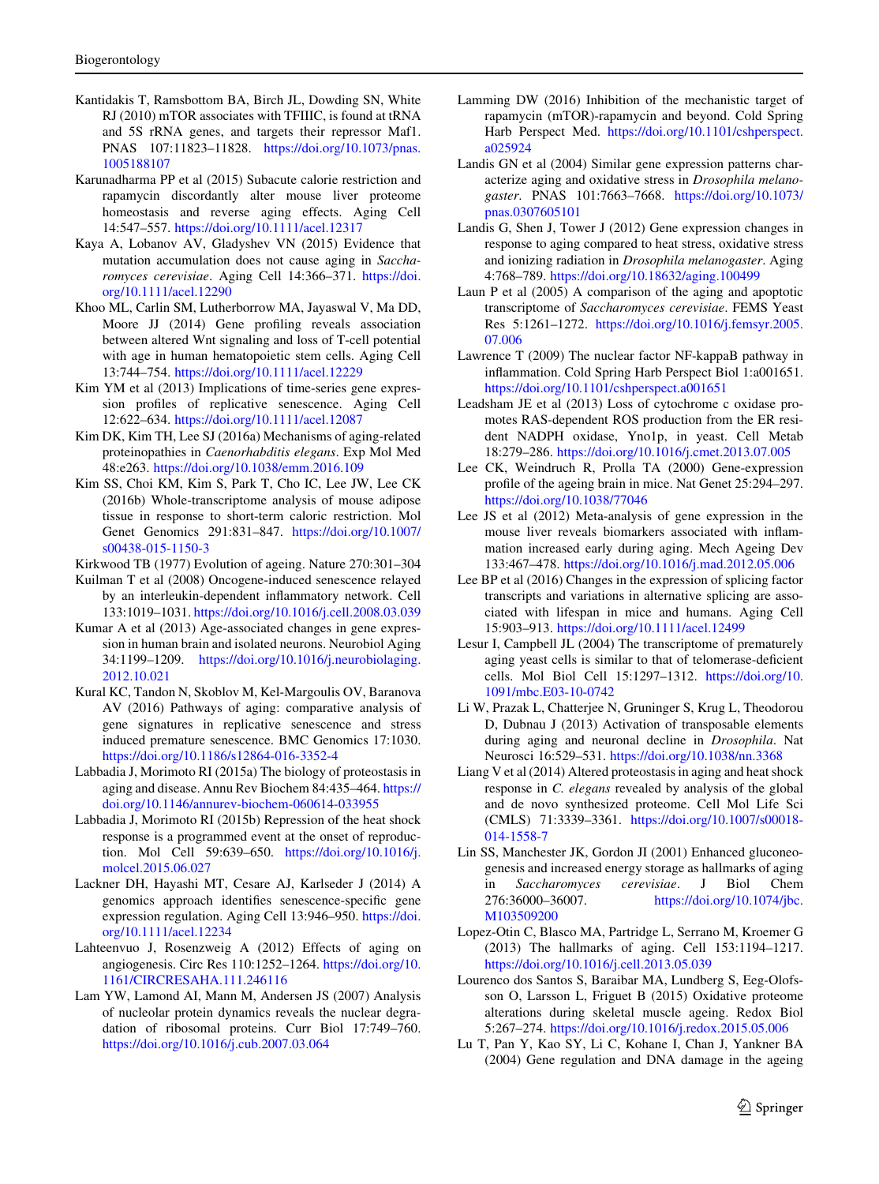Kantidakis T, Ramsbottom BA, Birch JL, Dowding SN, White RJ (2010) mTOR associates with TFIIIC, is found at tRNA and 5S rRNA genes, and targets their repressor Maf1. PNAS 107:11823–11828. https://doi.org/10.1073/pnas.1005188107

Karunadharma PP et al (2015) Subacute calorie restriction and rapamycin discordantly alter mouse liver proteome homeostasis and reverse aging effects. Aging Cell 14:547–557. https://doi.org/10.1111/acel.12317

Kaya A, Lobanov AV, Gladyshev VN (2015) Evidence that mutation accumulation does not cause aging in *Saccharomyces cerevisiae*. Aging Cell 14:366–371. https://doi.org/10.1111/acel.12290

Khoo ML, Carlin SM, Lutherborrow MA, Jayaswal V, Ma DD, Moore JJ (2014) Gene profiling reveals association between altered Wnt signaling and loss of T-cell potential with age in human hematopoietic stem cells. Aging Cell 13:744–754. https://doi.org/10.1111/acel.12229

Kim YM et al (2013) Implications of time-series gene expression profiles of replicative senescence. Aging Cell 12:622–634. https://doi.org/10.1111/acel.12087

Kim DK, Kim TH, Lee SJ (2016a) Mechanisms of aging-related proteinopathies in *Caenorhabditis elegans*. Exp Mol Med 48:e263. https://doi.org/10.1038/emm.2016.109

Kim SS, Choi KM, Kim S, Park T, Cho IC, Lee JW, Lee CK (2016b) Whole-transcriptome analysis of mouse adipose tissue in response to short-term caloric restriction. Mol Genet Genomics 291:831–847. https://doi.org/10.1007/s00438-015-1150-3

Kirkwood TB (1977) Evolution of ageing. Nature 270:301–304

Kuilman T et al (2008) Oncogene-induced senescence relayed by an interleukin-dependent inflammatory network. Cell 133:1019–1031. https://doi.org/10.1016/j.cell.2008.03.039

Kumar A et al (2013) Age-associated changes in gene expression in human brain and isolated neurons. Neurobiol Aging 34:1199–1209. https://doi.org/10.1016/j.neurobiolaging.2012.10.021

Kural KC, Tandon N, Skoblov M, Kel-Margoulis OV, Baranova AV (2016) Pathways of aging: comparative analysis of gene signatures in replicative senescence and stress induced premature senescence. BMC Genomics 17:1030. https://doi.org/10.1186/s12864-016-3352-4

Labbadia J, Morimoto RI (2015a) The biology of proteostasis in aging and disease. Annu Rev Biochem 84:435–464. https://doi.org/10.1146/annurev-biochem-060614-033955

Labbadia J, Morimoto RI (2015b) Repression of the heat shock response is a programmed event at the onset of reproduction. Mol Cell 59:639–650. https://doi.org/10.1016/j.molcel.2015.06.027

Lackner DH, Hayashi MT, Cesare AJ, Karlseder J (2014) A genomics approach identifies senescence-specific gene expression regulation. Aging Cell 13:946–950. https://doi.org/10.1111/acel.12234

Lahteenvuo J, Rosenzweig A (2012) Effects of aging on angiogenesis. Circ Res 110:1252–1264. https://doi.org/10.1161/CIRCRESAHA.111.246116

Lam YW, Lamond AI, Mann M, Andersen JS (2007) Analysis of nucleolar protein dynamics reveals the nuclear degradation of ribosomal proteins. Curr Biol 17:749–760. https://doi.org/10.1016/j.cub.2007.03.064

Lamming DW (2016) Inhibition of the mechanistic target of rapamycin (mTOR)-rapamycin and beyond. Cold Spring Harb Perspect Med. https://doi.org/10.1101/cshperspect.a025924

Landis GN et al (2004) Similar gene expression patterns characterize aging and oxidative stress in *Drosophila melanogaster*. PNAS 101:7663–7668. https://doi.org/10.1073/pnas.0307605101

Landis G, Shen J, Tower J (2012) Gene expression changes in response to aging compared to heat stress, oxidative stress and ionizing radiation in *Drosophila melanogaster*. Aging 4:768–789. https://doi.org/10.18632/aging.100499

Laun P et al (2005) A comparison of the aging and apoptotic transcriptome of *Saccharomyces cerevisiae*. FEMS Yeast Res 5:1261–1272. https://doi.org/10.1016/j.femsyr.2005.07.006

Lawrence T (2009) The nuclear factor NF-kappaB pathway in inflammation. Cold Spring Harb Perspect Biol 1:a001651. https://doi.org/10.1101/cshperspect.a001651

Leadsham JE et al (2013) Loss of cytochrome c oxidase promotes RAS-dependent ROS production from the ER resident NADPH oxidase, Yno1p, in yeast. Cell Metab 18:279–286. https://doi.org/10.1016/j.cmet.2013.07.005

Lee CK, Weindruch R, Prolla TA (2000) Gene-expression profile of the ageing brain in mice. Nat Genet 25:294–297. https://doi.org/10.1038/77046

Lee JS et al (2012) Meta-analysis of gene expression in the mouse liver reveals biomarkers associated with inflammation increased early during aging. Mech Ageing Dev 133:467–478. https://doi.org/10.1016/j.mad.2012.05.006

Lee BP et al (2016) Changes in the expression of splicing factor transcripts and variations in alternative splicing are associated with lifespan in mice and humans. Aging Cell 15:903–913. https://doi.org/10.1111/acel.12499

Lesur I, Campbell JL (2004) The transcriptome of prematurely aging yeast cells is similar to that of telomerase-deficient cells. Mol Biol Cell 15:1297–1312. https://doi.org/10.1091/mbc.E03-10-0742

Li W, Prazak L, Chatterjee N, Gruninger S, Krug L, Theodorou D, Dubnau J (2013) Activation of transposable elements during aging and neuronal decline in *Drosophila*. Nat Neurosci 16:529–531. https://doi.org/10.1038/nn.3368

Liang V et al (2014) Altered proteostasis in aging and heat shock response in *C. elegans* revealed by analysis of the global and de novo synthesized proteome. Cell Mol Life Sci (CMLS) 71:3339–3361. https://doi.org/10.1007/s00018-014-1558-7

Lin SS, Manchester JK, Gordon JI (2001) Enhanced gluconeogenesis and increased energy storage as hallmarks of aging in *Saccharomyces cerevisiae*. J Biol Chem 276:36000–36007. https://doi.org/10.1074/jbc.M103509200

Lopez-Otin C, Blasco MA, Partridge L, Serrano M, Kroemer G (2013) The hallmarks of aging. Cell 153:1194–1217. https://doi.org/10.1016/j.cell.2013.05.039

Lourenco dos Santos S, Baraibar MA, Lundberg S, Eeg-Olofsson O, Larsson L, Friguet B (2015) Oxidative proteome alterations during skeletal muscle ageing. Redox Biol 5:267–274. https://doi.org/10.1016/j.redox.2015.05.006

Lu T, Pan Y, Kao SY, Li C, Kohane I, Chan J, Yankner BA (2004) Gene regulation and DNA damage in the ageing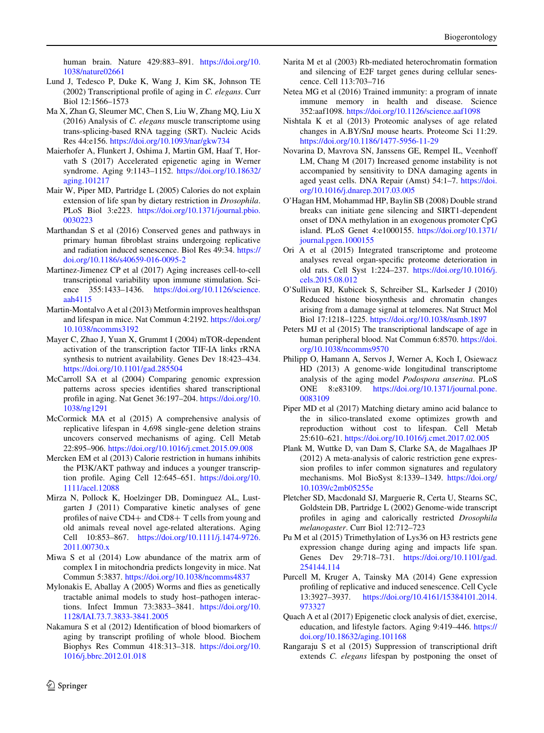human brain. Nature 429:883–891. https://doi.org/10.1038/nature02661

Lund J, Tedesco P, Duke K, Wang J, Kim SK, Johnson TE (2002) Transcriptional profile of aging in *C. elegans*. Curr Biol 12:1566–1573

Ma X, Zhan G, Sleumer MC, Chen S, Liu W, Zhang MQ, Liu X (2016) Analysis of *C. elegans* muscle transcriptome using trans-splicing-based RNA tagging (SRT). Nucleic Acids Res 44:e156. https://doi.org/10.1093/nar/gkw734

Maierhofer A, Flunkert J, Oshima J, Martin GM, Haaf T, Horvath S (2017) Accelerated epigenetic aging in Werner syndrome. Aging 9:1143–1152. https://doi.org/10.18632/aging.101217

Mair W, Piper MD, Partridge L (2005) Calories do not explain extension of life span by dietary restriction in *Drosophila*. PLoS Biol 3:e223. https://doi.org/10.1371/journal.pbio.0030223

Marthandan S et al (2016) Conserved genes and pathways in primary human fibroblast strains undergoing replicative and radiation induced senescence. Biol Res 49:34. https://doi.org/10.1186/s40659-016-0095-2

Martinez-Jimenez CP et al (2017) Aging increases cell-to-cell transcriptional variability upon immune stimulation. Science 355:1433–1436. https://doi.org/10.1126/science.aah4115

Martin-Montalvo A et al (2013) Metformin improves healthspan and lifespan in mice. Nat Commun 4:2192. https://doi.org/10.1038/ncomms3192

Mayer C, Zhao J, Yuan X, Grummt I (2004) mTOR-dependent activation of the transcription factor TIF-IA links rRNA synthesis to nutrient availability. Genes Dev 18:423–434. https://doi.org/10.1101/gad.285504

McCarroll SA et al (2004) Comparing genomic expression patterns across species identifies shared transcriptional profile in aging. Nat Genet 36:197–204. https://doi.org/10.1038/ng1291

McCormick MA et al (2015) A comprehensive analysis of replicative lifespan in 4,698 single-gene deletion strains uncovers conserved mechanisms of aging. Cell Metab 22:895–906. https://doi.org/10.1016/j.cmet.2015.09.008

Mercken EM et al (2013) Calorie restriction in humans inhibits the PI3K/AKT pathway and induces a younger transcription profile. Aging Cell 12:645–651. https://doi.org/10.1111/acel.12088

Mirza N, Pollock K, Hoelzinger DB, Dominguez AL, Lustgarten J (2011) Comparative kinetic analyses of gene profiles of naive CD4+ and CD8+ T cells from young and old animals reveal novel age-related alterations. Aging Cell 10:853–867. https://doi.org/10.1111/j.1474-9726.2011.00730.x

Miwa S et al (2014) Low abundance of the matrix arm of complex I in mitochondria predicts longevity in mice. Nat Commun 5:3837. https://doi.org/10.1038/ncomms4837

Mylonakis E, Aballay A (2005) Worms and flies as genetically tractable animal models to study host–pathogen interactions. Infect Immun 73:3833–3841. https://doi.org/10.1128/IAI.73.7.3833-3841.2005

Nakamura S et al (2012) Identification of blood biomarkers of aging by transcript profiling of whole blood. Biochem Biophys Res Commun 418:313–318. https://doi.org/10.1016/j.bbrc.2012.01.018

Narita M et al (2003) Rb-mediated heterochromatin formation and silencing of E2F target genes during cellular senescence. Cell 113:703–716

Netea MG et al (2016) Trained immunity: a program of innate immune memory in health and disease. Science 352:aaf1098. https://doi.org/10.1126/science.aaf1098

Nishtala K et al (2013) Proteomic analyses of age related changes in A.BY/SnJ mouse hearts. Proteome Sci 11:29. https://doi.org/10.1186/1477-5956-11-29

Novarina D, Mavrova SN, Janssens GE, Rempel IL, Veenhoff LM, Chang M (2017) Increased genome instability is not accompanied by sensitivity to DNA damaging agents in aged yeast cells. DNA Repair (Amst) 54:1–7. https://doi.org/10.1016/j.dnarep.2017.03.005

O'Hagan HM, Mohammad HP, Baylin SB (2008) Double strand breaks can initiate gene silencing and SIRT1-dependent onset of DNA methylation in an exogenous promoter CpG island. PLoS Genet 4:e1000155. https://doi.org/10.1371/journal.pgen.1000155

Ori A et al (2015) Integrated transcriptome and proteome analyses reveal organ-specific proteome deterioration in old rats. Cell Syst 1:224–237. https://doi.org/10.1016/j.cels.2015.08.012

O'Sullivan RJ, Kubicek S, Schreiber SL, Karlseder J (2010) Reduced histone biosynthesis and chromatin changes arising from a damage signal at telomeres. Nat Struct Mol Biol 17:1218–1225. https://doi.org/10.1038/nsmb.1897

Peters MJ et al (2015) The transcriptional landscape of age in human peripheral blood. Nat Commun 6:8570. https://doi.org/10.1038/ncomms9570

Philipp O, Hamann A, Servos J, Werner A, Koch I, Osiewacz HD (2013) A genome-wide longitudinal transcriptome analysis of the aging model *Podospora anserina*. PLoS ONE 8:e83109. https://doi.org/10.1371/journal.pone.0083109

Piper MD et al (2017) Matching dietary amino acid balance to the in silico-translated exome optimizes growth and reproduction without cost to lifespan. Cell Metab 25:610–621. https://doi.org/10.1016/j.cmet.2017.02.005

Plank M, Wuttke D, van Dam S, Clarke SA, de Magalhaes JP (2012) A meta-analysis of caloric restriction gene expression profiles to infer common signatures and regulatory mechanisms. Mol BioSyst 8:1339–1349. https://doi.org/10.1039/c2mb05255e

Pletcher SD, Macdonald SJ, Marguerie R, Certa U, Stearns SC, Goldstein DB, Partridge L (2002) Genome-wide transcript profiles in aging and calorically restricted *Drosophila melanogaster*. Curr Biol 12:712–723

Pu M et al (2015) Trimethylation of Lys36 on H3 restricts gene expression change during aging and impacts life span. Genes Dev 29:718–731. https://doi.org/10.1101/gad.254144.114

Purcell M, Kruger A, Tainsky MA (2014) Gene expression profiling of replicative and induced senescence. Cell Cycle 13:3927–3937. https://doi.org/10.4161/15384101.2014.973327

Quach A et al (2017) Epigenetic clock analysis of diet, exercise, education, and lifestyle factors. Aging 9:419–446. https://doi.org/10.18632/aging.101168

Rangaraju S et al (2015) Suppression of transcriptional drift extends *C. elegans* lifespan by postponing the onset of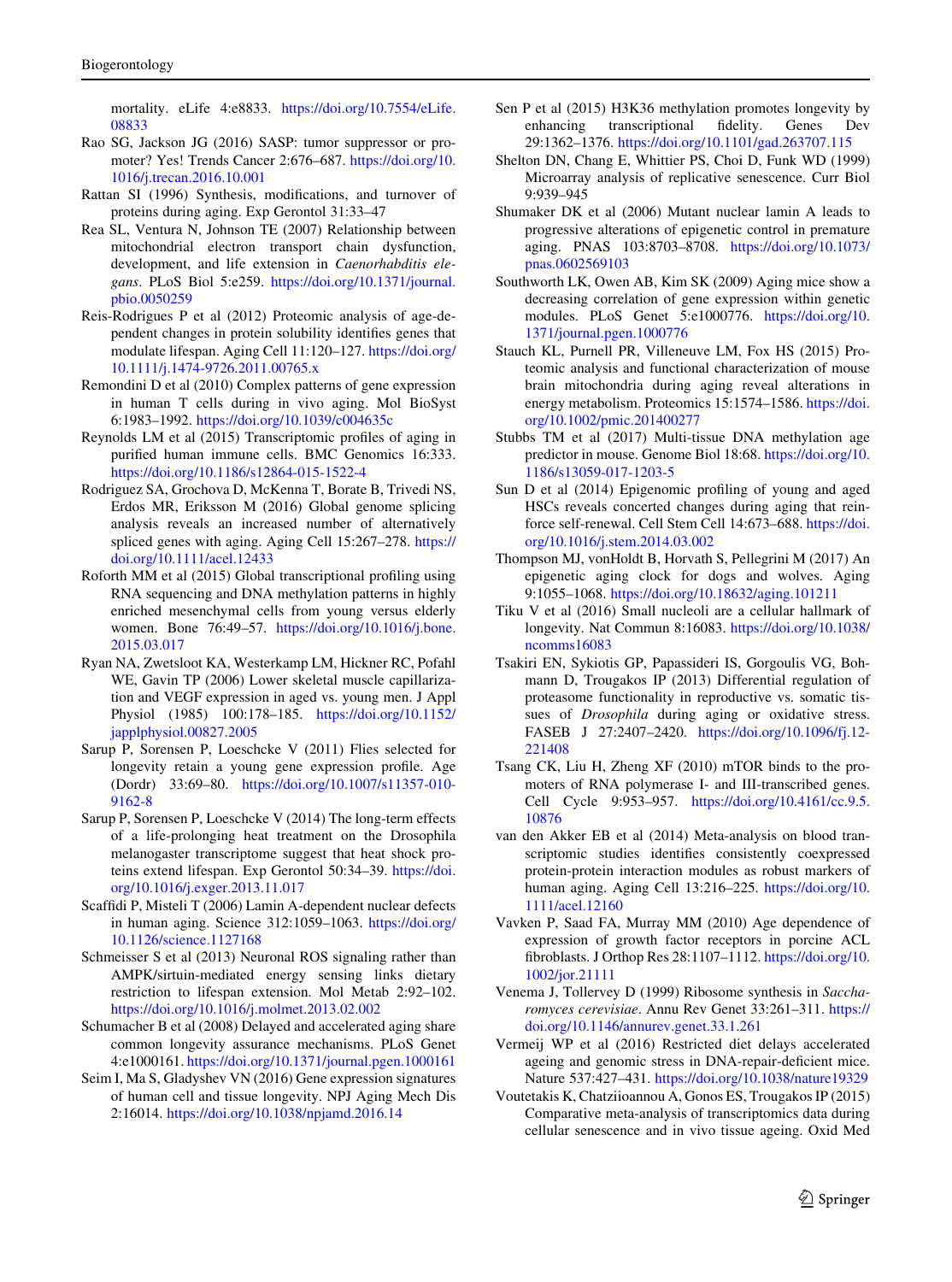mortality. eLife 4:e8833. https://doi.org/10.7554/eLife.08833

Rao SG, Jackson JG (2016) SASP: tumor suppressor or promoter? Yes! Trends Cancer 2:676–687. https://doi.org/10.1016/j.trecan.2016.10.001

Rattan SI (1996) Synthesis, modifications, and turnover of proteins during aging. Exp Gerontol 31:33–47

Rea SL, Ventura N, Johnson TE (2007) Relationship between mitochondrial electron transport chain dysfunction, development, and life extension in *Caenorhabditis elegans*. PLoS Biol 5:e259. https://doi.org/10.1371/journal.pbio.0050259

Reis-Rodrigues P et al (2012) Proteomic analysis of age-dependent changes in protein solubility identifies genes that modulate lifespan. Aging Cell 11:120–127. https://doi.org/10.1111/j.1474-9726.2011.00765.x

Remondini D et al (2010) Complex patterns of gene expression in human T cells during in vivo aging. Mol BioSyst 6:1983–1992. https://doi.org/10.1039/c004635c

Reynolds LM et al (2015) Transcriptomic profiles of aging in purified human immune cells. BMC Genomics 16:333. https://doi.org/10.1186/s12864-015-1522-4

Rodriguez SA, Grochova D, McKenna T, Borate B, Trivedi NS, Erdos MR, Eriksson M (2016) Global genome splicing analysis reveals an increased number of alternatively spliced genes with aging. Aging Cell 15:267–278. https://doi.org/10.1111/acel.12433

Roforth MM et al (2015) Global transcriptional profiling using RNA sequencing and DNA methylation patterns in highly enriched mesenchymal cells from young versus elderly women. Bone 76:49–57. https://doi.org/10.1016/j.bone.2015.03.017

Ryan NA, Zwetsloot KA, Westerkamp LM, Hickner RC, Pofahl WE, Gavin TP (2006) Lower skeletal muscle capillarization and VEGF expression in aged vs. young men. J Appl Physiol (1985) 100:178–185. https://doi.org/10.1152/japplphysiol.00827.2005

Sarup P, Sorensen P, Loeschcke V (2011) Flies selected for longevity retain a young gene expression profile. Age (Dordr) 33:69–80. https://doi.org/10.1007/s11357-010-9162-8

Sarup P, Sorensen P, Loeschcke V (2014) The long-term effects of a life-prolonging heat treatment on the Drosophila melanogaster transcriptome suggest that heat shock proteins extend lifespan. Exp Gerontol 50:34–39. https://doi.org/10.1016/j.exger.2013.11.017

Scaffidi P, Misteli T (2006) Lamin A-dependent nuclear defects in human aging. Science 312:1059–1063. https://doi.org/10.1126/science.1127168

Schmeisser S et al (2013) Neuronal ROS signaling rather than AMPK/sirtuin-mediated energy sensing links dietary restriction to lifespan extension. Mol Metab 2:92–102. https://doi.org/10.1016/j.molmet.2013.02.002

Schumacher B et al (2008) Delayed and accelerated aging share common longevity assurance mechanisms. PLoS Genet 4:e1000161. https://doi.org/10.1371/journal.pgen.1000161

Seim I, Ma S, Gladyshev VN (2016) Gene expression signatures of human cell and tissue longevity. NPJ Aging Mech Dis 2:16014. https://doi.org/10.1038/npjamd.2016.14

Sen P et al (2015) H3K36 methylation promotes longevity by enhancing transcriptional fidelity. Genes Dev 29:1362–1376. https://doi.org/10.1101/gad.263707.115

Shelton DN, Chang E, Whittier PS, Choi D, Funk WD (1999) Microarray analysis of replicative senescence. Curr Biol 9:939–945

Shumaker DK et al (2006) Mutant nuclear lamin A leads to progressive alterations of epigenetic control in premature aging. PNAS 103:8703–8708. https://doi.org/10.1073/pnas.0602569103

Southworth LK, Owen AB, Kim SK (2009) Aging mice show a decreasing correlation of gene expression within genetic modules. PLoS Genet 5:e1000776. https://doi.org/10.1371/journal.pgen.1000776

Stauch KL, Purnell PR, Villeneuve LM, Fox HS (2015) Proteomic analysis and functional characterization of mouse brain mitochondria during aging reveal alterations in energy metabolism. Proteomics 15:1574–1586. https://doi.org/10.1002/pmic.201400277

Stubbs TM et al (2017) Multi-tissue DNA methylation age predictor in mouse. Genome Biol 18:68. https://doi.org/10.1186/s13059-017-1203-5

Sun D et al (2014) Epigenomic profiling of young and aged HSCs reveals concerted changes during aging that reinforce self-renewal. Cell Stem Cell 14:673–688. https://doi.org/10.1016/j.stem.2014.03.002

Thompson MJ, vonHoldt B, Horvath S, Pellegrini M (2017) An epigenetic aging clock for dogs and wolves. Aging 9:1055–1068. https://doi.org/10.18632/aging.101211

Tiku V et al (2016) Small nucleoli are a cellular hallmark of longevity. Nat Commun 8:16083. https://doi.org/10.1038/ncomms16083

Tsakiri EN, Sykiotis GP, Papassideri IS, Gorgoulis VG, Bohmann D, Trougakos IP (2013) Differential regulation of proteasome functionality in reproductive vs. somatic tissues of *Drosophila* during aging or oxidative stress. FASEB J 27:2407–2420. https://doi.org/10.1096/fj.12-221408

Tsang CK, Liu H, Zheng XF (2010) mTOR binds to the promoters of RNA polymerase I- and III-transcribed genes. Cell Cycle 9:953–957. https://doi.org/10.4161/cc.9.5.10876

van den Akker EB et al (2014) Meta-analysis on blood transcriptomic studies identifies consistently coexpressed protein-protein interaction modules as robust markers of human aging. Aging Cell 13:216–225. https://doi.org/10.1111/acel.12160

Vavken P, Saad FA, Murray MM (2010) Age dependence of expression of growth factor receptors in porcine ACL fibroblasts. J Orthop Res 28:1107–1112. https://doi.org/10.1002/jor.21111

Venema J, Tollervey D (1999) Ribosome synthesis in *Saccharomyces cerevisiae*. Annu Rev Genet 33:261–311. https://doi.org/10.1146/annurev.genet.33.1.261

Vermeij WP et al (2016) Restricted diet delays accelerated ageing and genomic stress in DNA-repair-deficient mice. Nature 537:427–431. https://doi.org/10.1038/nature19329

Voutetakis K, Chatziioannou A, Gonos ES, Trougakos IP (2015) Comparative meta-analysis of transcriptomics data during cellular senescence and in vivo tissue ageing. Oxid Med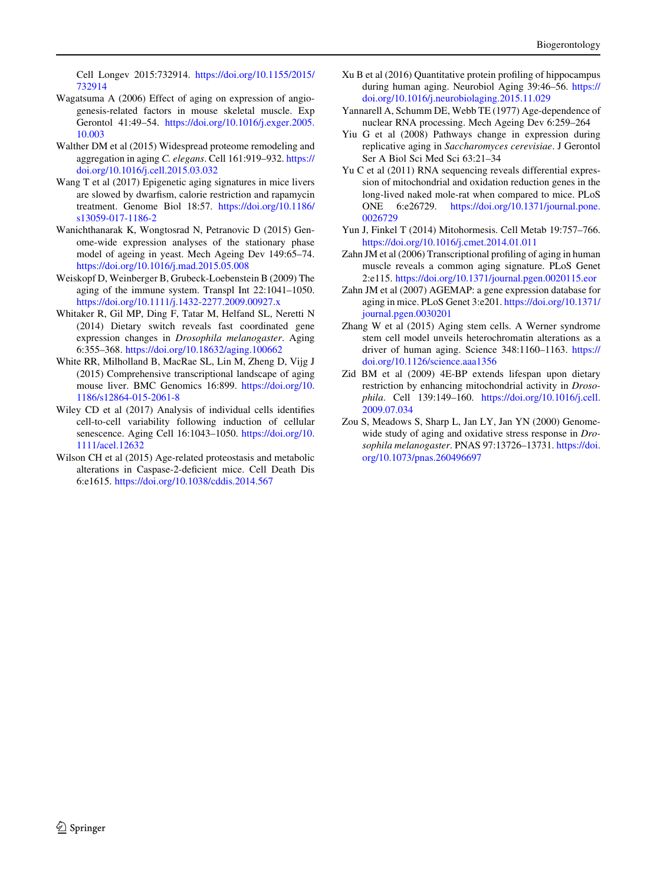Cell Longev 2015:732914. https://doi.org/10.1155/2015/732914

Wagatsuma A (2006) Effect of aging on expression of angiogenesis-related factors in mouse skeletal muscle. Exp Gerontol 41:49–54. https://doi.org/10.1016/j.exger.2005.10.003

Walther DM et al (2015) Widespread proteome remodeling and aggregation in aging *C. elegans*. Cell 161:919–932. https://doi.org/10.1016/j.cell.2015.03.032

Wang T et al (2017) Epigenetic aging signatures in mice livers are slowed by dwarfism, calorie restriction and rapamycin treatment. Genome Biol 18:57. https://doi.org/10.1186/s13059-017-1186-2

Wanichthanarak K, Wongtosrad N, Petranovic D (2015) Genome-wide expression analyses of the stationary phase model of ageing in yeast. Mech Ageing Dev 149:65–74. https://doi.org/10.1016/j.mad.2015.05.008

Weiskopf D, Weinberger B, Grubeck-Loebenstein B (2009) The aging of the immune system. Transpl Int 22:1041–1050. https://doi.org/10.1111/j.1432-2277.2009.00927.x

Whitaker R, Gil MP, Ding F, Tatar M, Helfand SL, Neretti N (2014) Dietary switch reveals fast coordinated gene expression changes in *Drosophila melanogaster*. Aging 6:355–368. https://doi.org/10.18632/aging.100662

White RR, Milholland B, MacRae SL, Lin M, Zheng D, Vijg J (2015) Comprehensive transcriptional landscape of aging mouse liver. BMC Genomics 16:899. https://doi.org/10.1186/s12864-015-2061-8

Wiley CD et al (2017) Analysis of individual cells identifies cell-to-cell variability following induction of cellular senescence. Aging Cell 16:1043–1050. https://doi.org/10.1111/acel.12632

Wilson CH et al (2015) Age-related proteostasis and metabolic alterations in Caspase-2-deficient mice. Cell Death Dis 6:e1615. https://doi.org/10.1038/cddis.2014.567

Xu B et al (2016) Quantitative protein profiling of hippocampus during human aging. Neurobiol Aging 39:46–56. https://doi.org/10.1016/j.neurobiolaging.2015.11.029

Yannarell A, Schumm DE, Webb TE (1977) Age-dependence of nuclear RNA processing. Mech Ageing Dev 6:259–264

Yiu G et al (2008) Pathways change in expression during replicative aging in *Saccharomyces cerevisiae*. J Gerontol Ser A Biol Sci Med Sci 63:21–34

Yu C et al (2011) RNA sequencing reveals differential expression of mitochondrial and oxidation reduction genes in the long-lived naked mole-rat when compared to mice. PLoS ONE 6:e26729. https://doi.org/10.1371/journal.pone.0026729

Yun J, Finkel T (2014) Mitohormesis. Cell Metab 19:757–766. https://doi.org/10.1016/j.cmet.2014.01.011

Zahn JM et al (2006) Transcriptional profiling of aging in human muscle reveals a common aging signature. PLoS Genet 2:e115. https://doi.org/10.1371/journal.pgen.0020115.eor

Zahn JM et al (2007) AGEMAP: a gene expression database for aging in mice. PLoS Genet 3:e201. https://doi.org/10.1371/journal.pgen.0030201

Zhang W et al (2015) Aging stem cells. A Werner syndrome stem cell model unveils heterochromatin alterations as a driver of human aging. Science 348:1160–1163. https://doi.org/10.1126/science.aaa1356

Zid BM et al (2009) 4E-BP extends lifespan upon dietary restriction by enhancing mitochondrial activity in *Drosophila*. Cell 139:149–160. https://doi.org/10.1016/j.cell.2009.07.034

Zou S, Meadows S, Sharp L, Jan LY, Jan YN (2000) Genome-wide study of aging and oxidative stress response in *Drosophila melanogaster*. PNAS 97:13726–13731. https://doi.org/10.1073/pnas.260496697